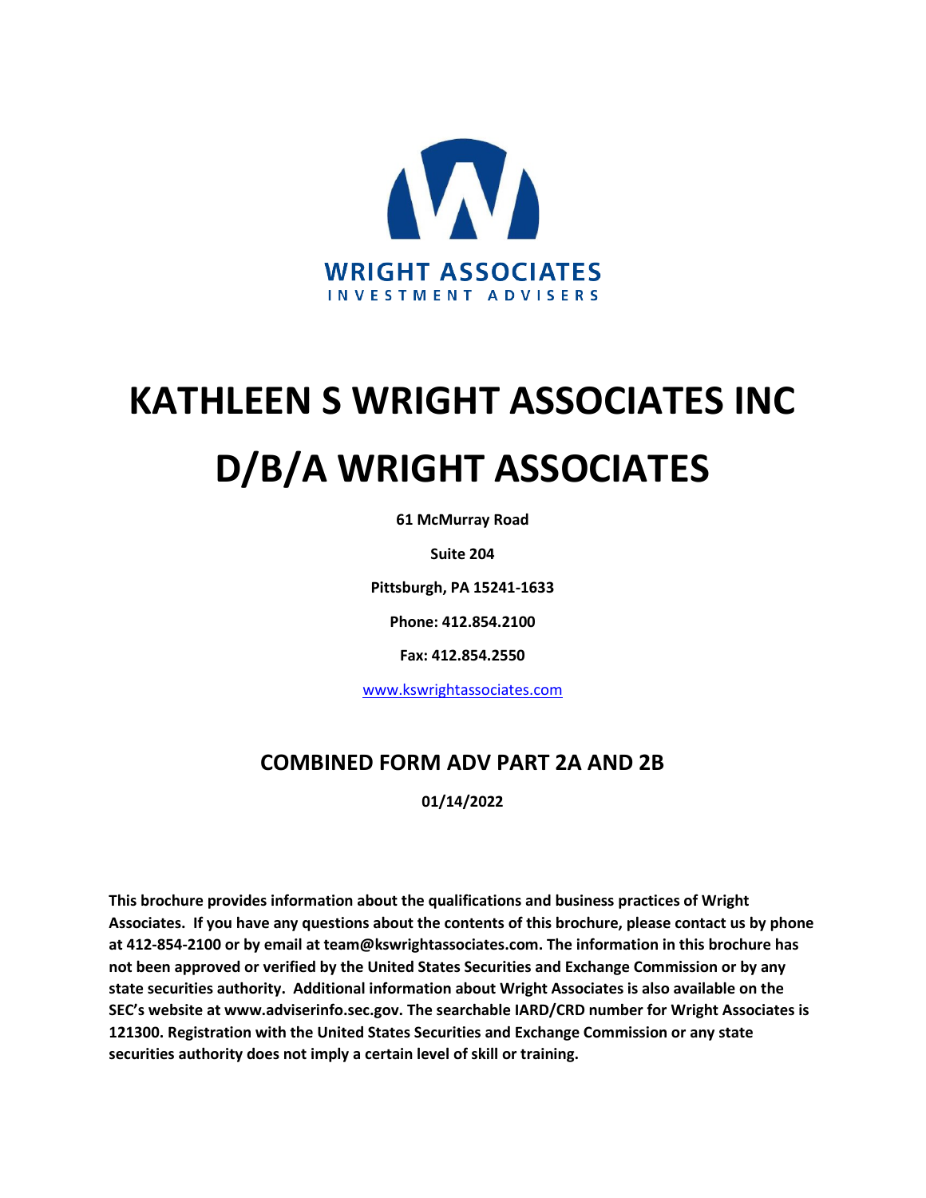WRIGHT ASSOCIATES
INVESTMENT ADVISERS

# KATHLEEN S WRIGHT ASSOCIATES INC

# D/B/A WRIGHT ASSOCIATES

**61 McMurray Road**

**Suite 204**

**Pittsburgh, PA 15241-1633**

**Phone: 412.854.2100**

**Fax: 412.854.2550**

www.kswrightassociates.com

## COMBINED FORM ADV PART 2A AND 2B

**01/14/2022**

**This brochure provides information about the qualifications and business practices of Wright Associates. If you have any questions about the contents of this brochure, please contact us by phone at 412-854-2100 or by email at team@kswrightassociates.com. The information in this brochure has not been approved or verified by the United States Securities and Exchange Commission or by any state securities authority. Additional information about Wright Associates is also available on the SEC's website at www.adviserinfo.sec.gov. The searchable IARD/CRD number for Wright Associates is 121300. Registration with the United States Securities and Exchange Commission or any state securities authority does not imply a certain level of skill or training.**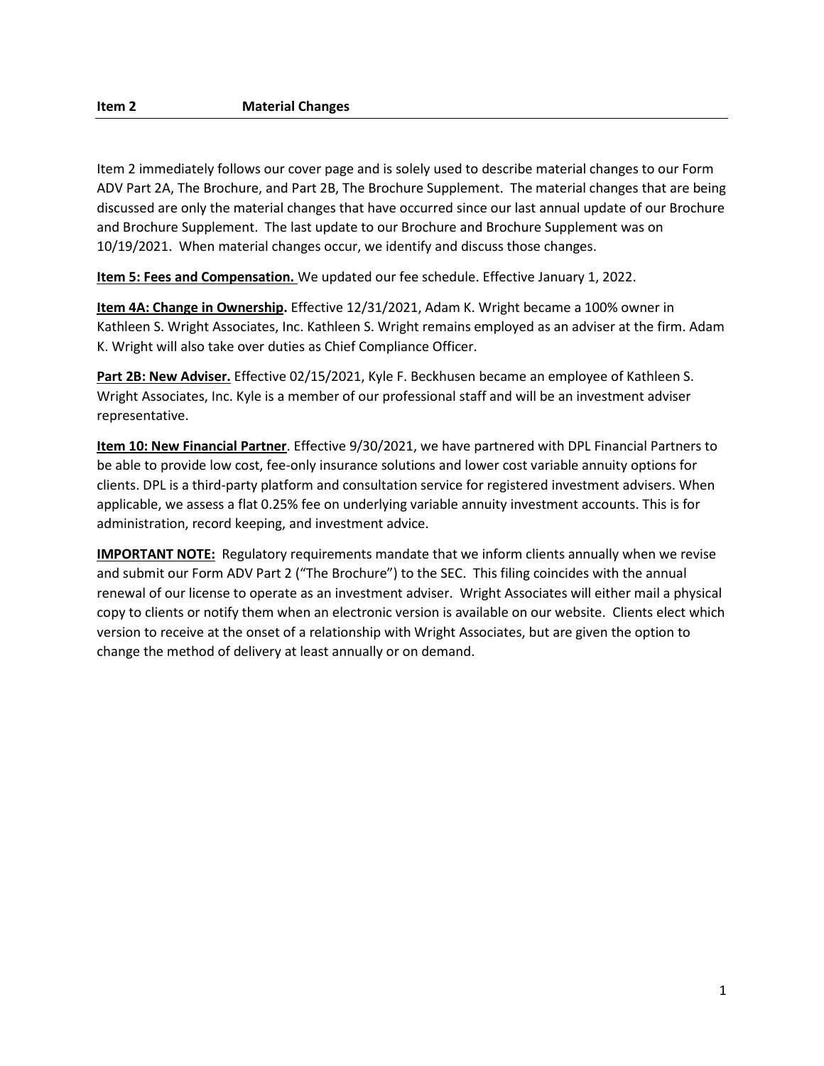## Item 2 Material Changes

Item 2 immediately follows our cover page and is solely used to describe material changes to our Form ADV Part 2A, The Brochure, and Part 2B, The Brochure Supplement. The material changes that are being discussed are only the material changes that have occurred since our last annual update of our Brochure and Brochure Supplement. The last update to our Brochure and Brochure Supplement was on 10/19/2021. When material changes occur, we identify and discuss those changes.

**Item 5: Fees and Compensation.** We updated our fee schedule. Effective January 1, 2022.

**Item 4A: Change in Ownership.** Effective 12/31/2021, Adam K. Wright became a 100% owner in Kathleen S. Wright Associates, Inc. Kathleen S. Wright remains employed as an adviser at the firm. Adam K. Wright will also take over duties as Chief Compliance Officer.

**Part 2B: New Adviser.** Effective 02/15/2021, Kyle F. Beckhusen became an employee of Kathleen S. Wright Associates, Inc. Kyle is a member of our professional staff and will be an investment adviser representative.

**Item 10: New Financial Partner**. Effective 9/30/2021, we have partnered with DPL Financial Partners to be able to provide low cost, fee-only insurance solutions and lower cost variable annuity options for clients. DPL is a third-party platform and consultation service for registered investment advisers. When applicable, we assess a flat 0.25% fee on underlying variable annuity investment accounts. This is for administration, record keeping, and investment advice.

**IMPORTANT NOTE:** Regulatory requirements mandate that we inform clients annually when we revise and submit our Form ADV Part 2 ("The Brochure") to the SEC. This filing coincides with the annual renewal of our license to operate as an investment adviser. Wright Associates will either mail a physical copy to clients or notify them when an electronic version is available on our website. Clients elect which version to receive at the onset of a relationship with Wright Associates, but are given the option to change the method of delivery at least annually or on demand.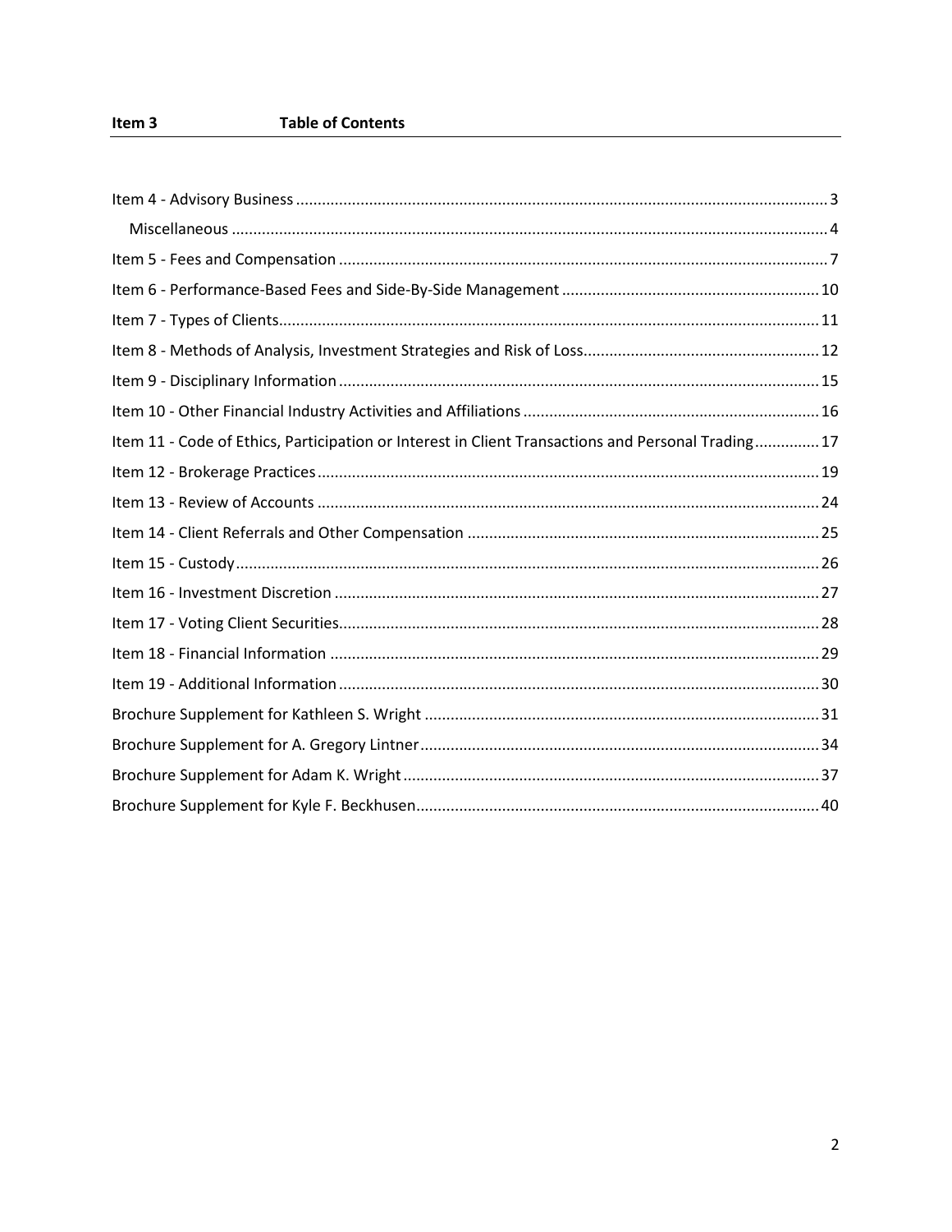## Item 3 Table of Contents

Item 4 - Advisory Business .......... 3
  Miscellaneous .......... 4
Item 5 - Fees and Compensation .......... 7
Item 6 - Performance-Based Fees and Side-By-Side Management .......... 10
Item 7 - Types of Clients .......... 11
Item 8 - Methods of Analysis, Investment Strategies and Risk of Loss .......... 12
Item 9 - Disciplinary Information .......... 15
Item 10 - Other Financial Industry Activities and Affiliations .......... 16
Item 11 - Code of Ethics, Participation or Interest in Client Transactions and Personal Trading .......... 17
Item 12 - Brokerage Practices .......... 19
Item 13 - Review of Accounts .......... 24
Item 14 - Client Referrals and Other Compensation .......... 25
Item 15 - Custody .......... 26
Item 16 - Investment Discretion .......... 27
Item 17 - Voting Client Securities .......... 28
Item 18 - Financial Information .......... 29
Item 19 - Additional Information .......... 30
Brochure Supplement for Kathleen S. Wright .......... 31
Brochure Supplement for A. Gregory Lintner .......... 34
Brochure Supplement for Adam K. Wright .......... 37
Brochure Supplement for Kyle F. Beckhusen .......... 40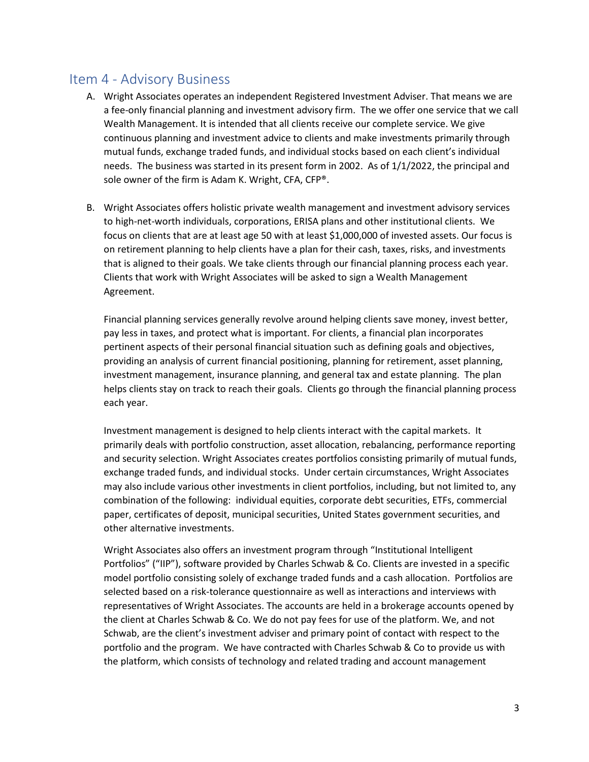## Item 4 - Advisory Business

A. Wright Associates operates an independent Registered Investment Adviser. That means we are a fee-only financial planning and investment advisory firm. The we offer one service that we call Wealth Management. It is intended that all clients receive our complete service. We give continuous planning and investment advice to clients and make investments primarily through mutual funds, exchange traded funds, and individual stocks based on each client's individual needs. The business was started in its present form in 2002. As of 1/1/2022, the principal and sole owner of the firm is Adam K. Wright, CFA, CFP®.

B. Wright Associates offers holistic private wealth management and investment advisory services to high-net-worth individuals, corporations, ERISA plans and other institutional clients. We focus on clients that are at least age 50 with at least $1,000,000 of invested assets. Our focus is on retirement planning to help clients have a plan for their cash, taxes, risks, and investments that is aligned to their goals. We take clients through our financial planning process each year. Clients that work with Wright Associates will be asked to sign a Wealth Management Agreement.

   Financial planning services generally revolve around helping clients save money, invest better, pay less in taxes, and protect what is important. For clients, a financial plan incorporates pertinent aspects of their personal financial situation such as defining goals and objectives, providing an analysis of current financial positioning, planning for retirement, asset planning, investment management, insurance planning, and general tax and estate planning. The plan helps clients stay on track to reach their goals. Clients go through the financial planning process each year.

   Investment management is designed to help clients interact with the capital markets. It primarily deals with portfolio construction, asset allocation, rebalancing, performance reporting and security selection. Wright Associates creates portfolios consisting primarily of mutual funds, exchange traded funds, and individual stocks. Under certain circumstances, Wright Associates may also include various other investments in client portfolios, including, but not limited to, any combination of the following: individual equities, corporate debt securities, ETFs, commercial paper, certificates of deposit, municipal securities, United States government securities, and other alternative investments.

   Wright Associates also offers an investment program through "Institutional Intelligent Portfolios" ("IIP"), software provided by Charles Schwab & Co. Clients are invested in a specific model portfolio consisting solely of exchange traded funds and a cash allocation. Portfolios are selected based on a risk-tolerance questionnaire as well as interactions and interviews with representatives of Wright Associates. The accounts are held in a brokerage accounts opened by the client at Charles Schwab & Co. We do not pay fees for use of the platform. We, and not Schwab, are the client's investment adviser and primary point of contact with respect to the portfolio and the program. We have contracted with Charles Schwab & Co to provide us with the platform, which consists of technology and related trading and account management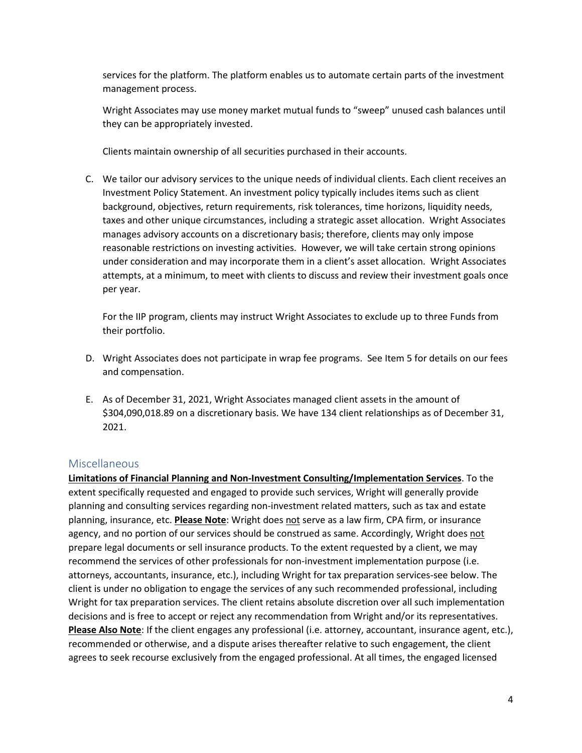services for the platform. The platform enables us to automate certain parts of the investment management process.

Wright Associates may use money market mutual funds to "sweep" unused cash balances until they can be appropriately invested.

Clients maintain ownership of all securities purchased in their accounts.

C. We tailor our advisory services to the unique needs of individual clients. Each client receives an Investment Policy Statement. An investment policy typically includes items such as client background, objectives, return requirements, risk tolerances, time horizons, liquidity needs, taxes and other unique circumstances, including a strategic asset allocation. Wright Associates manages advisory accounts on a discretionary basis; therefore, clients may only impose reasonable restrictions on investing activities. However, we will take certain strong opinions under consideration and may incorporate them in a client's asset allocation. Wright Associates attempts, at a minimum, to meet with clients to discuss and review their investment goals once per year.

   For the IIP program, clients may instruct Wright Associates to exclude up to three Funds from their portfolio.

D. Wright Associates does not participate in wrap fee programs. See Item 5 for details on our fees and compensation.

E. As of December 31, 2021, Wright Associates managed client assets in the amount of $304,090,018.89 on a discretionary basis. We have 134 client relationships as of December 31, 2021.

## Miscellaneous

**Limitations of Financial Planning and Non-Investment Consulting/Implementation Services**. To the extent specifically requested and engaged to provide such services, Wright will generally provide planning and consulting services regarding non-investment related matters, such as tax and estate planning, insurance, etc. **Please Note**: Wright does not serve as a law firm, CPA firm, or insurance agency, and no portion of our services should be construed as same. Accordingly, Wright does not prepare legal documents or sell insurance products. To the extent requested by a client, we may recommend the services of other professionals for non-investment implementation purpose (i.e. attorneys, accountants, insurance, etc.), including Wright for tax preparation services-see below. The client is under no obligation to engage the services of any such recommended professional, including Wright for tax preparation services. The client retains absolute discretion over all such implementation decisions and is free to accept or reject any recommendation from Wright and/or its representatives. **Please Also Note**: If the client engages any professional (i.e. attorney, accountant, insurance agent, etc.), recommended or otherwise, and a dispute arises thereafter relative to such engagement, the client agrees to seek recourse exclusively from the engaged professional. At all times, the engaged licensed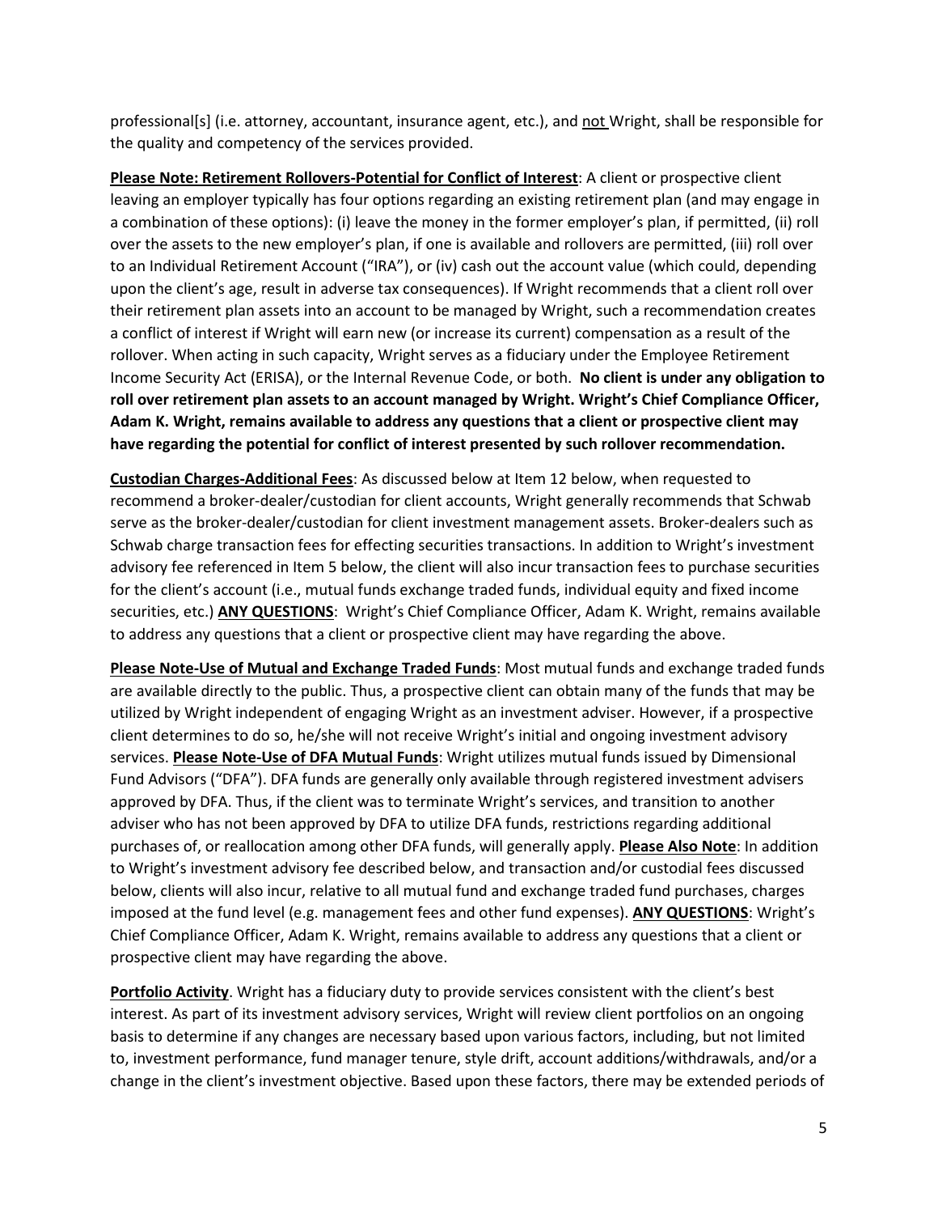professional[s] (i.e. attorney, accountant, insurance agent, etc.), and not Wright, shall be responsible for the quality and competency of the services provided.

**Please Note: Retirement Rollovers-Potential for Conflict of Interest**: A client or prospective client leaving an employer typically has four options regarding an existing retirement plan (and may engage in a combination of these options): (i) leave the money in the former employer's plan, if permitted, (ii) roll over the assets to the new employer's plan, if one is available and rollovers are permitted, (iii) roll over to an Individual Retirement Account ("IRA"), or (iv) cash out the account value (which could, depending upon the client's age, result in adverse tax consequences). If Wright recommends that a client roll over their retirement plan assets into an account to be managed by Wright, such a recommendation creates a conflict of interest if Wright will earn new (or increase its current) compensation as a result of the rollover. When acting in such capacity, Wright serves as a fiduciary under the Employee Retirement Income Security Act (ERISA), or the Internal Revenue Code, or both. **No client is under any obligation to roll over retirement plan assets to an account managed by Wright. Wright's Chief Compliance Officer, Adam K. Wright, remains available to address any questions that a client or prospective client may have regarding the potential for conflict of interest presented by such rollover recommendation.**

**Custodian Charges-Additional Fees**: As discussed below at Item 12 below, when requested to recommend a broker-dealer/custodian for client accounts, Wright generally recommends that Schwab serve as the broker-dealer/custodian for client investment management assets. Broker-dealers such as Schwab charge transaction fees for effecting securities transactions. In addition to Wright's investment advisory fee referenced in Item 5 below, the client will also incur transaction fees to purchase securities for the client's account (i.e., mutual funds exchange traded funds, individual equity and fixed income securities, etc.) **ANY QUESTIONS**: Wright's Chief Compliance Officer, Adam K. Wright, remains available to address any questions that a client or prospective client may have regarding the above.

**Please Note-Use of Mutual and Exchange Traded Funds**: Most mutual funds and exchange traded funds are available directly to the public. Thus, a prospective client can obtain many of the funds that may be utilized by Wright independent of engaging Wright as an investment adviser. However, if a prospective client determines to do so, he/she will not receive Wright's initial and ongoing investment advisory services. **Please Note-Use of DFA Mutual Funds**: Wright utilizes mutual funds issued by Dimensional Fund Advisors ("DFA"). DFA funds are generally only available through registered investment advisers approved by DFA. Thus, if the client was to terminate Wright's services, and transition to another adviser who has not been approved by DFA to utilize DFA funds, restrictions regarding additional purchases of, or reallocation among other DFA funds, will generally apply. **Please Also Note**: In addition to Wright's investment advisory fee described below, and transaction and/or custodial fees discussed below, clients will also incur, relative to all mutual fund and exchange traded fund purchases, charges imposed at the fund level (e.g. management fees and other fund expenses). **ANY QUESTIONS**: Wright's Chief Compliance Officer, Adam K. Wright, remains available to address any questions that a client or prospective client may have regarding the above.

**Portfolio Activity**. Wright has a fiduciary duty to provide services consistent with the client's best interest. As part of its investment advisory services, Wright will review client portfolios on an ongoing basis to determine if any changes are necessary based upon various factors, including, but not limited to, investment performance, fund manager tenure, style drift, account additions/withdrawals, and/or a change in the client's investment objective. Based upon these factors, there may be extended periods of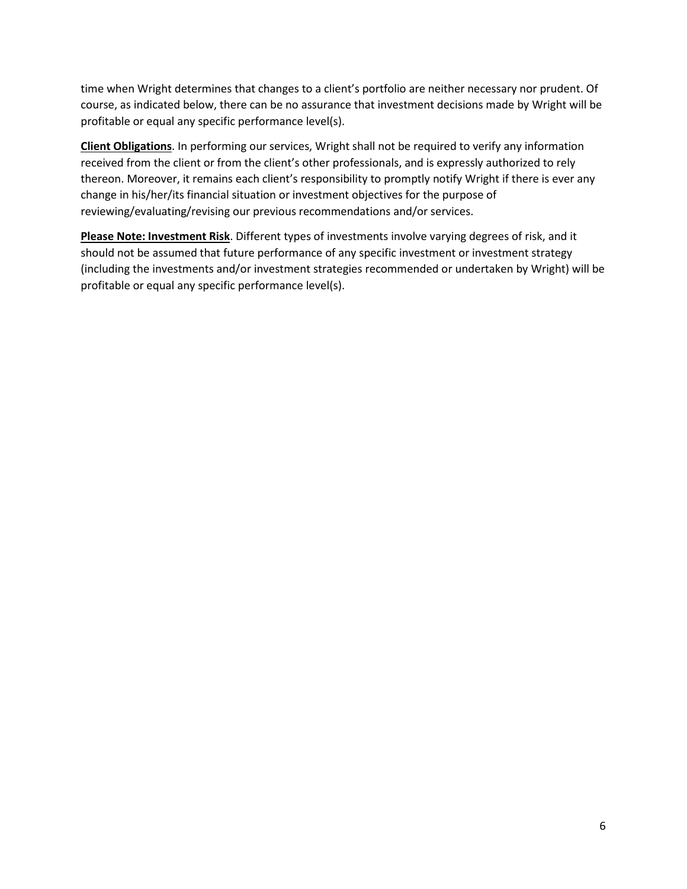time when Wright determines that changes to a client's portfolio are neither necessary nor prudent. Of course, as indicated below, there can be no assurance that investment decisions made by Wright will be profitable or equal any specific performance level(s).

**Client Obligations**. In performing our services, Wright shall not be required to verify any information received from the client or from the client's other professionals, and is expressly authorized to rely thereon. Moreover, it remains each client's responsibility to promptly notify Wright if there is ever any change in his/her/its financial situation or investment objectives for the purpose of reviewing/evaluating/revising our previous recommendations and/or services.

**Please Note: Investment Risk**. Different types of investments involve varying degrees of risk, and it should not be assumed that future performance of any specific investment or investment strategy (including the investments and/or investment strategies recommended or undertaken by Wright) will be profitable or equal any specific performance level(s).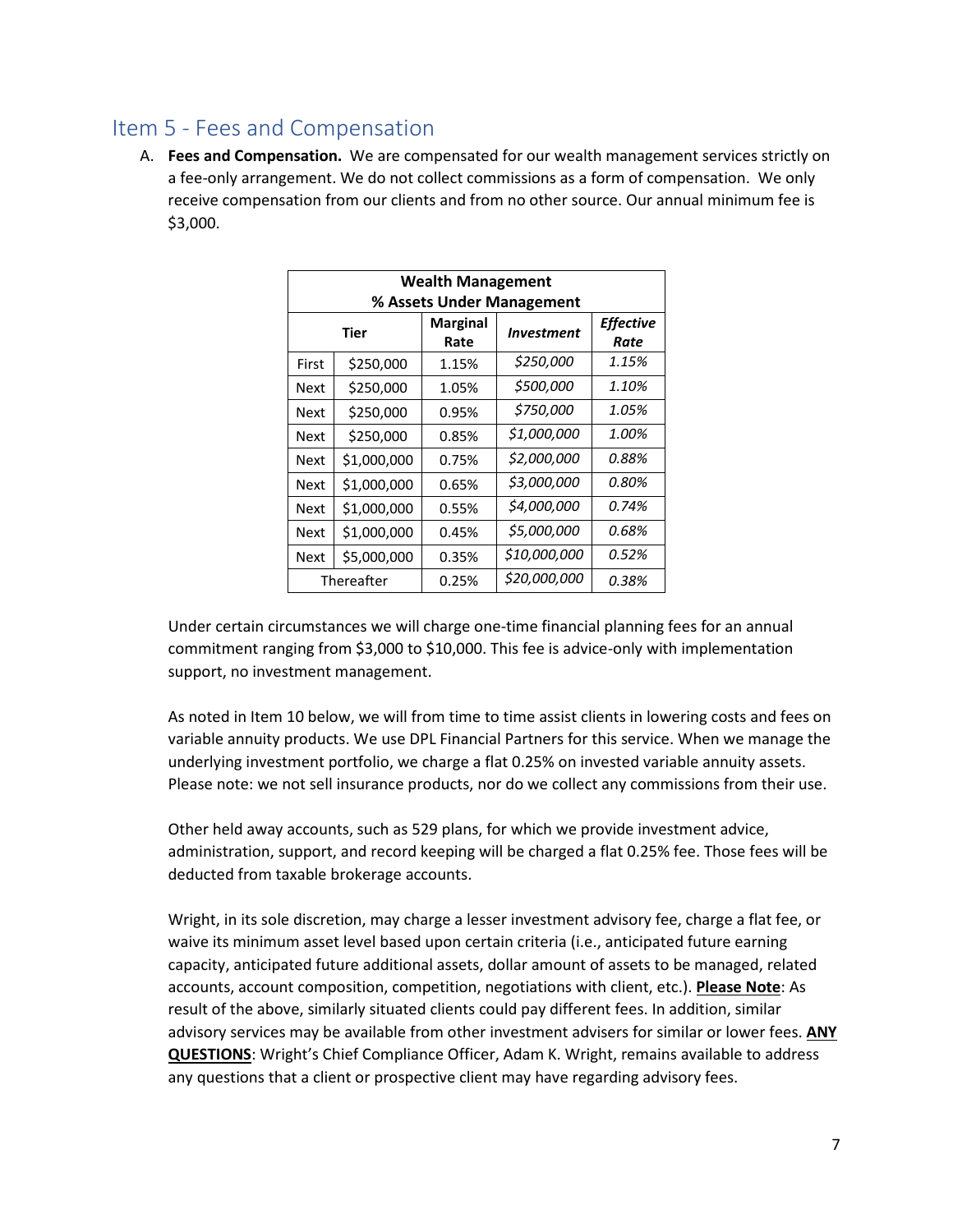## Item 5 - Fees and Compensation

A. **Fees and Compensation.** We are compensated for our wealth management services strictly on a fee-only arrangement. We do not collect commissions as a form of compensation. We only receive compensation from our clients and from no other source. Our annual minimum fee is $3,000.

| **Wealth Management % Assets Under Management** | | | | |
|---|---|---|---|---|
| **Tier** | | **Marginal Rate** | ***Investment*** | ***Effective Rate*** |
| First | $250,000 | 1.15% | *$250,000* | *1.15%* |
| Next | $250,000 | 1.05% | *$500,000* | *1.10%* |
| Next | $250,000 | 0.95% | *$750,000* | *1.05%* |
| Next | $250,000 | 0.85% | *$1,000,000* | *1.00%* |
| Next | $1,000,000 | 0.75% | *$2,000,000* | *0.88%* |
| Next | $1,000,000 | 0.65% | *$3,000,000* | *0.80%* |
| Next | $1,000,000 | 0.55% | *$4,000,000* | *0.74%* |
| Next | $1,000,000 | 0.45% | *$5,000,000* | *0.68%* |
| Next | $5,000,000 | 0.35% | *$10,000,000* | *0.52%* |
| Thereafter | | 0.25% | *$20,000,000* | *0.38%* |

Under certain circumstances we will charge one-time financial planning fees for an annual commitment ranging from $3,000 to $10,000. This fee is advice-only with implementation support, no investment management.

As noted in Item 10 below, we will from time to time assist clients in lowering costs and fees on variable annuity products. We use DPL Financial Partners for this service. When we manage the underlying investment portfolio, we charge a flat 0.25% on invested variable annuity assets. Please note: we not sell insurance products, nor do we collect any commissions from their use.

Other held away accounts, such as 529 plans, for which we provide investment advice, administration, support, and record keeping will be charged a flat 0.25% fee. Those fees will be deducted from taxable brokerage accounts.

Wright, in its sole discretion, may charge a lesser investment advisory fee, charge a flat fee, or waive its minimum asset level based upon certain criteria (i.e., anticipated future earning capacity, anticipated future additional assets, dollar amount of assets to be managed, related accounts, account composition, competition, negotiations with client, etc.). **Please Note**: As result of the above, similarly situated clients could pay different fees. In addition, similar advisory services may be available from other investment advisers for similar or lower fees. **ANY QUESTIONS**: Wright's Chief Compliance Officer, Adam K. Wright, remains available to address any questions that a client or prospective client may have regarding advisory fees.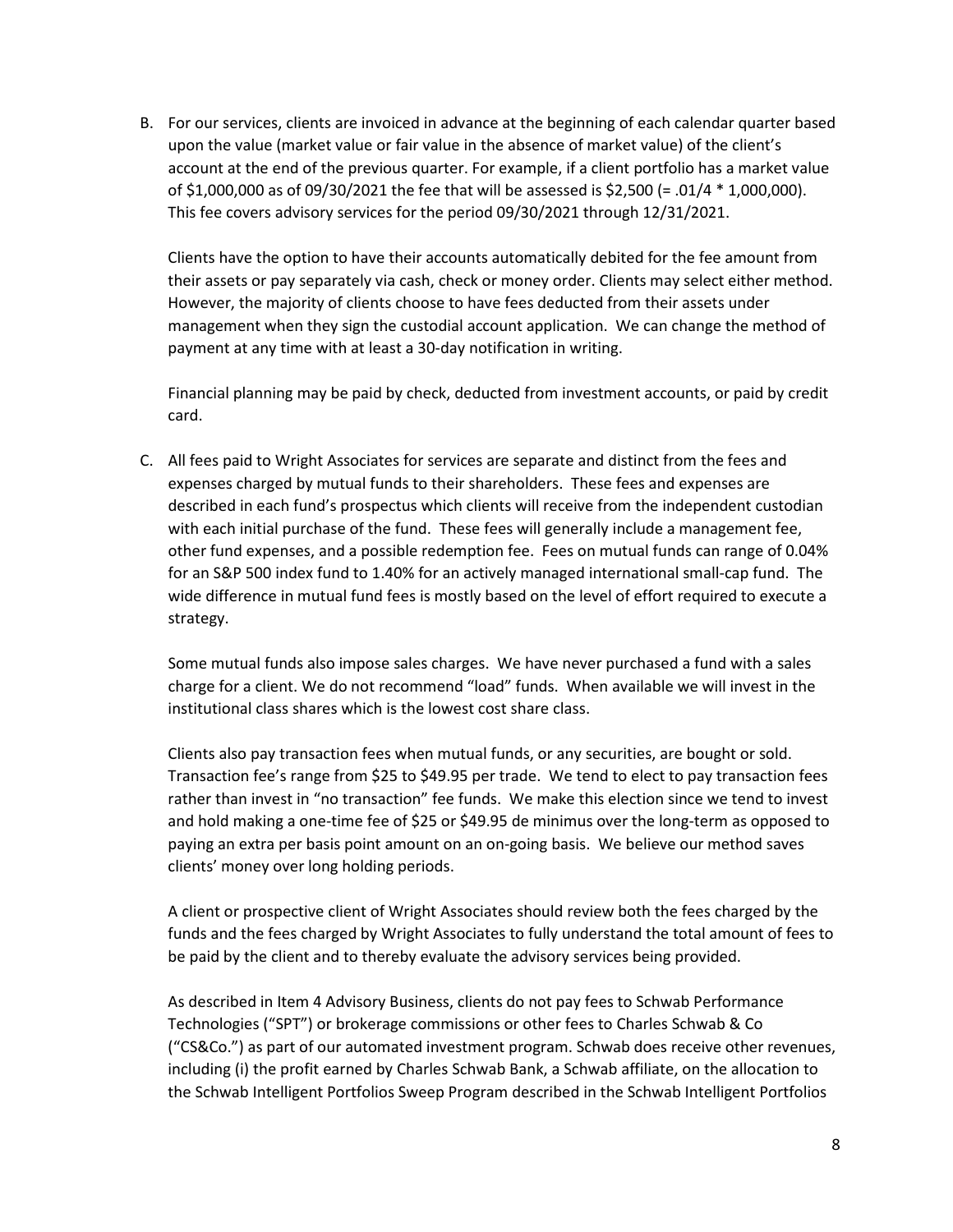B. For our services, clients are invoiced in advance at the beginning of each calendar quarter based upon the value (market value or fair value in the absence of market value) of the client's account at the end of the previous quarter. For example, if a client portfolio has a market value of $1,000,000 as of 09/30/2021 the fee that will be assessed is $2,500 (= .01/4 * 1,000,000). This fee covers advisory services for the period 09/30/2021 through 12/31/2021.

   Clients have the option to have their accounts automatically debited for the fee amount from their assets or pay separately via cash, check or money order. Clients may select either method. However, the majority of clients choose to have fees deducted from their assets under management when they sign the custodial account application. We can change the method of payment at any time with at least a 30-day notification in writing.

   Financial planning may be paid by check, deducted from investment accounts, or paid by credit card.

C. All fees paid to Wright Associates for services are separate and distinct from the fees and expenses charged by mutual funds to their shareholders. These fees and expenses are described in each fund's prospectus which clients will receive from the independent custodian with each initial purchase of the fund. These fees will generally include a management fee, other fund expenses, and a possible redemption fee. Fees on mutual funds can range of 0.04% for an S&P 500 index fund to 1.40% for an actively managed international small-cap fund. The wide difference in mutual fund fees is mostly based on the level of effort required to execute a strategy.

   Some mutual funds also impose sales charges. We have never purchased a fund with a sales charge for a client. We do not recommend "load" funds. When available we will invest in the institutional class shares which is the lowest cost share class.

   Clients also pay transaction fees when mutual funds, or any securities, are bought or sold. Transaction fee's range from $25 to $49.95 per trade. We tend to elect to pay transaction fees rather than invest in "no transaction" fee funds. We make this election since we tend to invest and hold making a one-time fee of $25 or $49.95 de minimus over the long-term as opposed to paying an extra per basis point amount on an on-going basis. We believe our method saves clients' money over long holding periods.

   A client or prospective client of Wright Associates should review both the fees charged by the funds and the fees charged by Wright Associates to fully understand the total amount of fees to be paid by the client and to thereby evaluate the advisory services being provided.

   As described in Item 4 Advisory Business, clients do not pay fees to Schwab Performance Technologies ("SPT") or brokerage commissions or other fees to Charles Schwab & Co ("CS&Co.") as part of our automated investment program. Schwab does receive other revenues, including (i) the profit earned by Charles Schwab Bank, a Schwab affiliate, on the allocation to the Schwab Intelligent Portfolios Sweep Program described in the Schwab Intelligent Portfolios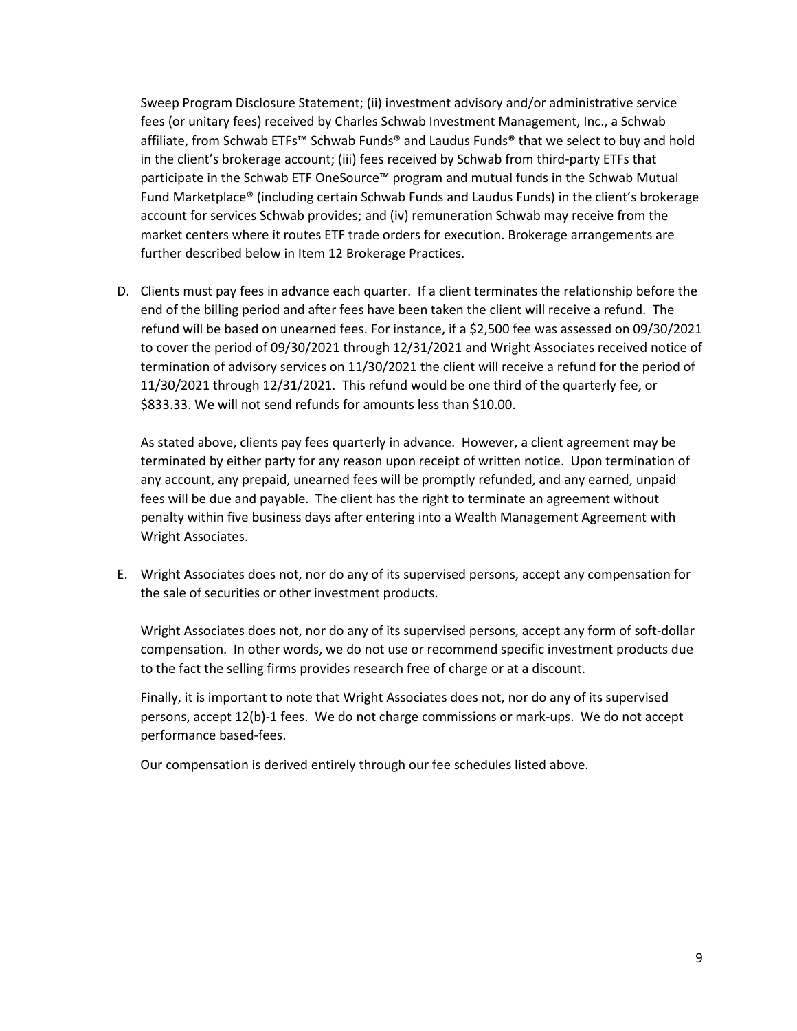Sweep Program Disclosure Statement; (ii) investment advisory and/or administrative service fees (or unitary fees) received by Charles Schwab Investment Management, Inc., a Schwab affiliate, from Schwab ETFs™ Schwab Funds® and Laudus Funds® that we select to buy and hold in the client's brokerage account; (iii) fees received by Schwab from third-party ETFs that participate in the Schwab ETF OneSource™ program and mutual funds in the Schwab Mutual Fund Marketplace® (including certain Schwab Funds and Laudus Funds) in the client's brokerage account for services Schwab provides; and (iv) remuneration Schwab may receive from the market centers where it routes ETF trade orders for execution. Brokerage arrangements are further described below in Item 12 Brokerage Practices.

D. Clients must pay fees in advance each quarter. If a client terminates the relationship before the end of the billing period and after fees have been taken the client will receive a refund. The refund will be based on unearned fees. For instance, if a $2,500 fee was assessed on 09/30/2021 to cover the period of 09/30/2021 through 12/31/2021 and Wright Associates received notice of termination of advisory services on 11/30/2021 the client will receive a refund for the period of 11/30/2021 through 12/31/2021. This refund would be one third of the quarterly fee, or $833.33. We will not send refunds for amounts less than $10.00.

   As stated above, clients pay fees quarterly in advance. However, a client agreement may be terminated by either party for any reason upon receipt of written notice. Upon termination of any account, any prepaid, unearned fees will be promptly refunded, and any earned, unpaid fees will be due and payable. The client has the right to terminate an agreement without penalty within five business days after entering into a Wealth Management Agreement with Wright Associates.

E. Wright Associates does not, nor do any of its supervised persons, accept any compensation for the sale of securities or other investment products.

   Wright Associates does not, nor do any of its supervised persons, accept any form of soft-dollar compensation. In other words, we do not use or recommend specific investment products due to the fact the selling firms provides research free of charge or at a discount.

   Finally, it is important to note that Wright Associates does not, nor do any of its supervised persons, accept 12(b)-1 fees. We do not charge commissions or mark-ups. We do not accept performance based-fees.

   Our compensation is derived entirely through our fee schedules listed above.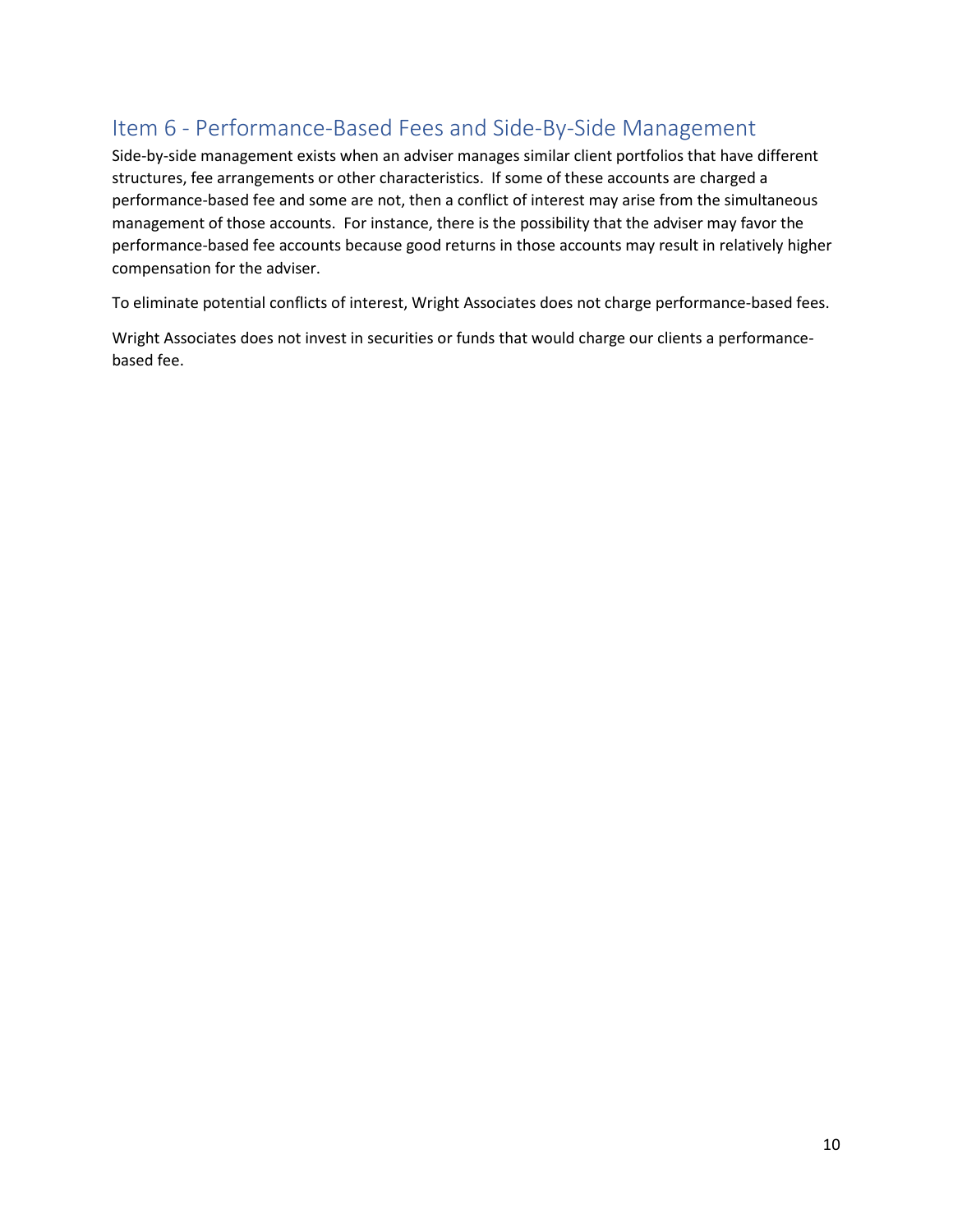## Item 6 - Performance-Based Fees and Side-By-Side Management

Side-by-side management exists when an adviser manages similar client portfolios that have different structures, fee arrangements or other characteristics. If some of these accounts are charged a performance-based fee and some are not, then a conflict of interest may arise from the simultaneous management of those accounts. For instance, there is the possibility that the adviser may favor the performance-based fee accounts because good returns in those accounts may result in relatively higher compensation for the adviser.

To eliminate potential conflicts of interest, Wright Associates does not charge performance-based fees.

Wright Associates does not invest in securities or funds that would charge our clients a performance-based fee.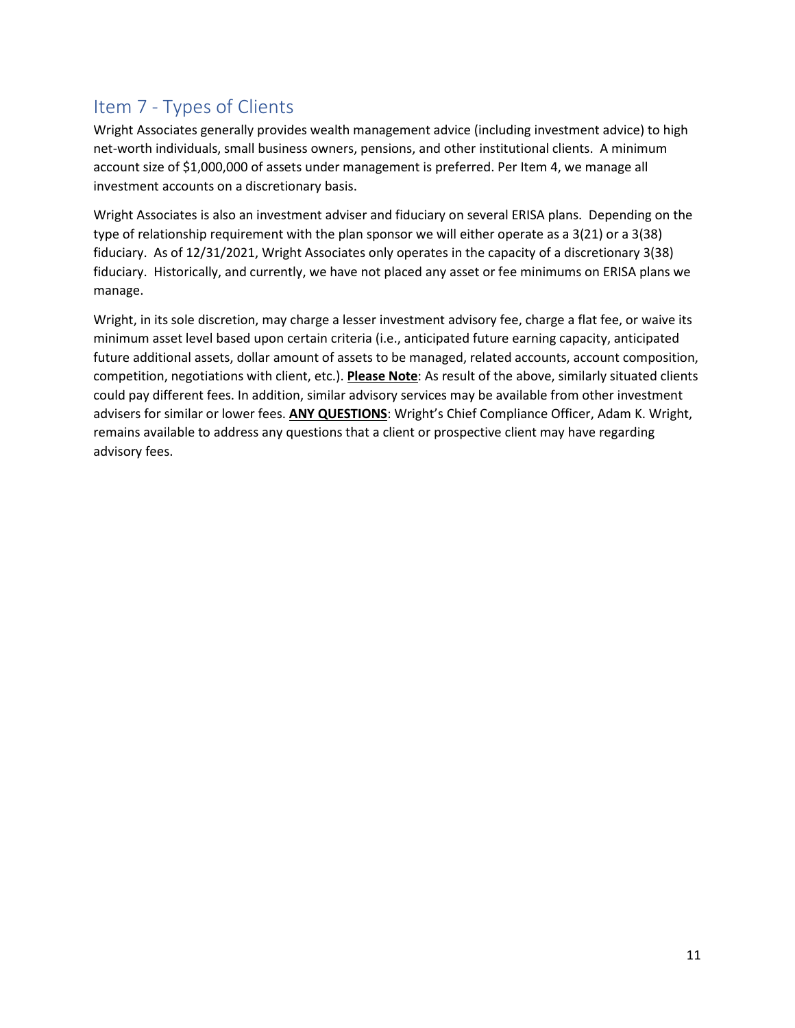## Item 7 - Types of Clients

Wright Associates generally provides wealth management advice (including investment advice) to high net-worth individuals, small business owners, pensions, and other institutional clients. A minimum account size of $1,000,000 of assets under management is preferred. Per Item 4, we manage all investment accounts on a discretionary basis.

Wright Associates is also an investment adviser and fiduciary on several ERISA plans. Depending on the type of relationship requirement with the plan sponsor we will either operate as a 3(21) or a 3(38) fiduciary. As of 12/31/2021, Wright Associates only operates in the capacity of a discretionary 3(38) fiduciary. Historically, and currently, we have not placed any asset or fee minimums on ERISA plans we manage.

Wright, in its sole discretion, may charge a lesser investment advisory fee, charge a flat fee, or waive its minimum asset level based upon certain criteria (i.e., anticipated future earning capacity, anticipated future additional assets, dollar amount of assets to be managed, related accounts, account composition, competition, negotiations with client, etc.). **Please Note**: As result of the above, similarly situated clients could pay different fees. In addition, similar advisory services may be available from other investment advisers for similar or lower fees. **ANY QUESTIONS**: Wright's Chief Compliance Officer, Adam K. Wright, remains available to address any questions that a client or prospective client may have regarding advisory fees.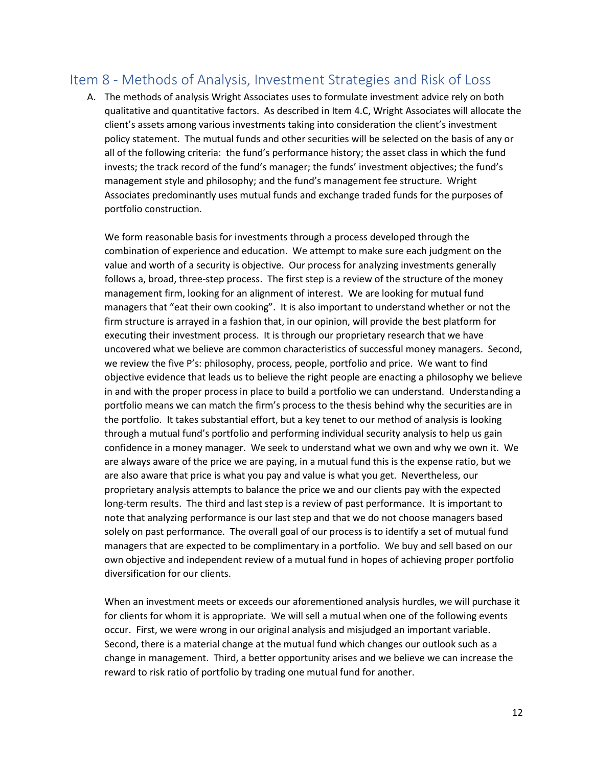## Item 8 - Methods of Analysis, Investment Strategies and Risk of Loss

A. The methods of analysis Wright Associates uses to formulate investment advice rely on both qualitative and quantitative factors. As described in Item 4.C, Wright Associates will allocate the client's assets among various investments taking into consideration the client's investment policy statement. The mutual funds and other securities will be selected on the basis of any or all of the following criteria: the fund's performance history; the asset class in which the fund invests; the track record of the fund's manager; the funds' investment objectives; the fund's management style and philosophy; and the fund's management fee structure. Wright Associates predominantly uses mutual funds and exchange traded funds for the purposes of portfolio construction.

   We form reasonable basis for investments through a process developed through the combination of experience and education. We attempt to make sure each judgment on the value and worth of a security is objective. Our process for analyzing investments generally follows a, broad, three-step process. The first step is a review of the structure of the money management firm, looking for an alignment of interest. We are looking for mutual fund managers that "eat their own cooking". It is also important to understand whether or not the firm structure is arrayed in a fashion that, in our opinion, will provide the best platform for executing their investment process. It is through our proprietary research that we have uncovered what we believe are common characteristics of successful money managers. Second, we review the five P's: philosophy, process, people, portfolio and price. We want to find objective evidence that leads us to believe the right people are enacting a philosophy we believe in and with the proper process in place to build a portfolio we can understand. Understanding a portfolio means we can match the firm's process to the thesis behind why the securities are in the portfolio. It takes substantial effort, but a key tenet to our method of analysis is looking through a mutual fund's portfolio and performing individual security analysis to help us gain confidence in a money manager. We seek to understand what we own and why we own it. We are always aware of the price we are paying, in a mutual fund this is the expense ratio, but we are also aware that price is what you pay and value is what you get. Nevertheless, our proprietary analysis attempts to balance the price we and our clients pay with the expected long-term results. The third and last step is a review of past performance. It is important to note that analyzing performance is our last step and that we do not choose managers based solely on past performance. The overall goal of our process is to identify a set of mutual fund managers that are expected to be complimentary in a portfolio. We buy and sell based on our own objective and independent review of a mutual fund in hopes of achieving proper portfolio diversification for our clients.

   When an investment meets or exceeds our aforementioned analysis hurdles, we will purchase it for clients for whom it is appropriate. We will sell a mutual when one of the following events occur. First, we were wrong in our original analysis and misjudged an important variable. Second, there is a material change at the mutual fund which changes our outlook such as a change in management. Third, a better opportunity arises and we believe we can increase the reward to risk ratio of portfolio by trading one mutual fund for another.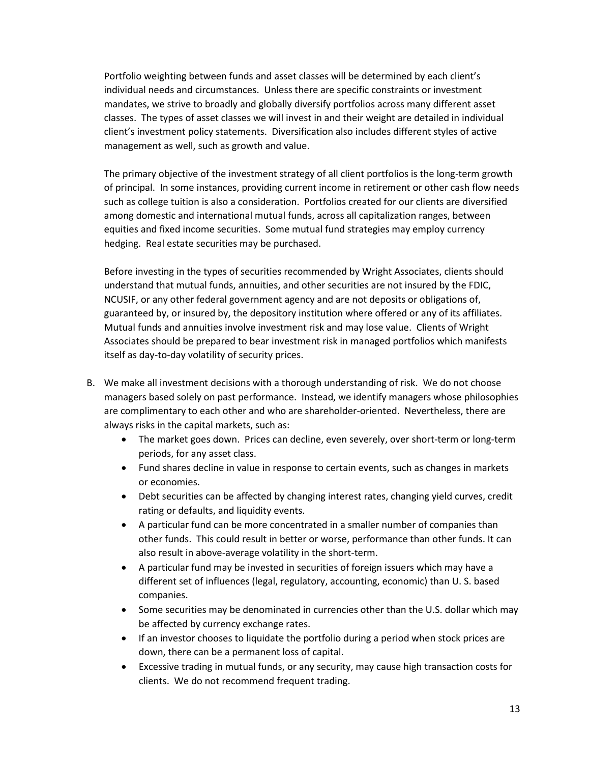Portfolio weighting between funds and asset classes will be determined by each client's individual needs and circumstances. Unless there are specific constraints or investment mandates, we strive to broadly and globally diversify portfolios across many different asset classes. The types of asset classes we will invest in and their weight are detailed in individual client's investment policy statements. Diversification also includes different styles of active management as well, such as growth and value.

The primary objective of the investment strategy of all client portfolios is the long-term growth of principal. In some instances, providing current income in retirement or other cash flow needs such as college tuition is also a consideration. Portfolios created for our clients are diversified among domestic and international mutual funds, across all capitalization ranges, between equities and fixed income securities. Some mutual fund strategies may employ currency hedging. Real estate securities may be purchased.

Before investing in the types of securities recommended by Wright Associates, clients should understand that mutual funds, annuities, and other securities are not insured by the FDIC, NCUSIF, or any other federal government agency and are not deposits or obligations of, guaranteed by, or insured by, the depository institution where offered or any of its affiliates. Mutual funds and annuities involve investment risk and may lose value. Clients of Wright Associates should be prepared to bear investment risk in managed portfolios which manifests itself as day-to-day volatility of security prices.

B. We make all investment decisions with a thorough understanding of risk. We do not choose managers based solely on past performance. Instead, we identify managers whose philosophies are complimentary to each other and who are shareholder-oriented. Nevertheless, there are always risks in the capital markets, such as:
   - The market goes down. Prices can decline, even severely, over short-term or long-term periods, for any asset class.
   - Fund shares decline in value in response to certain events, such as changes in markets or economies.
   - Debt securities can be affected by changing interest rates, changing yield curves, credit rating or defaults, and liquidity events.
   - A particular fund can be more concentrated in a smaller number of companies than other funds. This could result in better or worse, performance than other funds. It can also result in above-average volatility in the short-term.
   - A particular fund may be invested in securities of foreign issuers which may have a different set of influences (legal, regulatory, accounting, economic) than U. S. based companies.
   - Some securities may be denominated in currencies other than the U.S. dollar which may be affected by currency exchange rates.
   - If an investor chooses to liquidate the portfolio during a period when stock prices are down, there can be a permanent loss of capital.
   - Excessive trading in mutual funds, or any security, may cause high transaction costs for clients. We do not recommend frequent trading.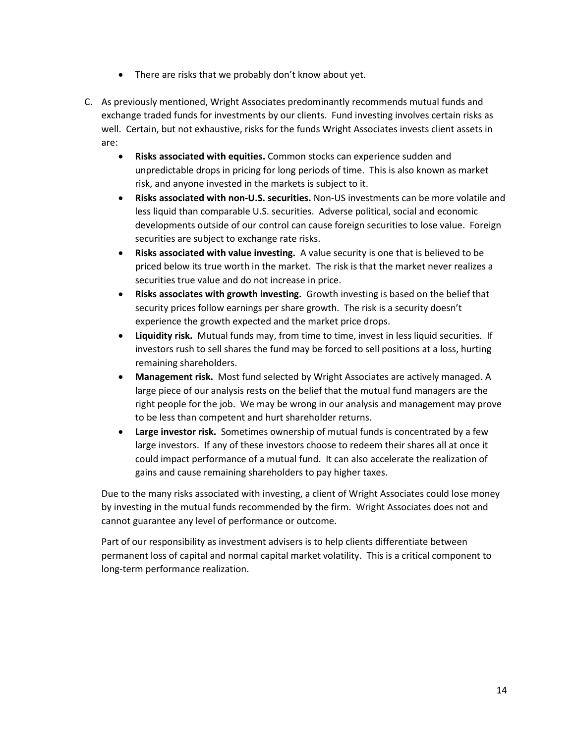- There are risks that we probably don't know about yet.

C. As previously mentioned, Wright Associates predominantly recommends mutual funds and exchange traded funds for investments by our clients. Fund investing involves certain risks as well. Certain, but not exhaustive, risks for the funds Wright Associates invests client assets in are:

   - **Risks associated with equities.** Common stocks can experience sudden and unpredictable drops in pricing for long periods of time. This is also known as market risk, and anyone invested in the markets is subject to it.
   - **Risks associated with non-U.S. securities.** Non-US investments can be more volatile and less liquid than comparable U.S. securities. Adverse political, social and economic developments outside of our control can cause foreign securities to lose value. Foreign securities are subject to exchange rate risks.
   - **Risks associated with value investing.** A value security is one that is believed to be priced below its true worth in the market. The risk is that the market never realizes a securities true value and do not increase in price.
   - **Risks associates with growth investing.** Growth investing is based on the belief that security prices follow earnings per share growth. The risk is a security doesn't experience the growth expected and the market price drops.
   - **Liquidity risk.** Mutual funds may, from time to time, invest in less liquid securities. If investors rush to sell shares the fund may be forced to sell positions at a loss, hurting remaining shareholders.
   - **Management risk.** Most fund selected by Wright Associates are actively managed. A large piece of our analysis rests on the belief that the mutual fund managers are the right people for the job. We may be wrong in our analysis and management may prove to be less than competent and hurt shareholder returns.
   - **Large investor risk.** Sometimes ownership of mutual funds is concentrated by a few large investors. If any of these investors choose to redeem their shares all at once it could impact performance of a mutual fund. It can also accelerate the realization of gains and cause remaining shareholders to pay higher taxes.

   Due to the many risks associated with investing, a client of Wright Associates could lose money by investing in the mutual funds recommended by the firm. Wright Associates does not and cannot guarantee any level of performance or outcome.

   Part of our responsibility as investment advisers is to help clients differentiate between permanent loss of capital and normal capital market volatility. This is a critical component to long-term performance realization.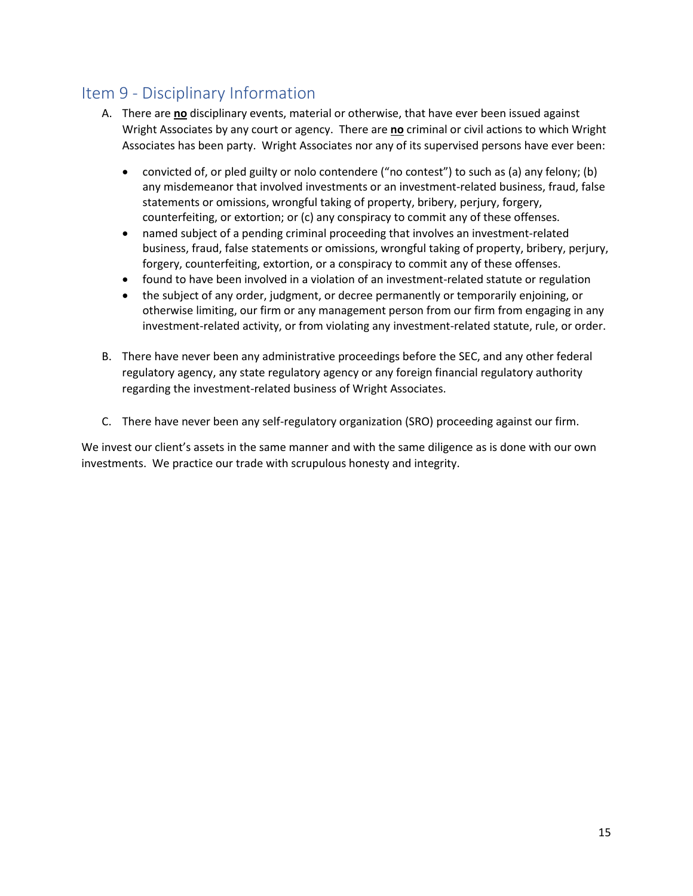## Item 9 - Disciplinary Information

A. There are **no** disciplinary events, material or otherwise, that have ever been issued against Wright Associates by any court or agency. There are **no** criminal or civil actions to which Wright Associates has been party. Wright Associates nor any of its supervised persons have ever been:

   - convicted of, or pled guilty or nolo contendere ("no contest") to such as (a) any felony; (b) any misdemeanor that involved investments or an investment-related business, fraud, false statements or omissions, wrongful taking of property, bribery, perjury, forgery, counterfeiting, or extortion; or (c) any conspiracy to commit any of these offenses.
   - named subject of a pending criminal proceeding that involves an investment-related business, fraud, false statements or omissions, wrongful taking of property, bribery, perjury, forgery, counterfeiting, extortion, or a conspiracy to commit any of these offenses.
   - found to have been involved in a violation of an investment-related statute or regulation
   - the subject of any order, judgment, or decree permanently or temporarily enjoining, or otherwise limiting, our firm or any management person from our firm from engaging in any investment-related activity, or from violating any investment-related statute, rule, or order.

B. There have never been any administrative proceedings before the SEC, and any other federal regulatory agency, any state regulatory agency or any foreign financial regulatory authority regarding the investment-related business of Wright Associates.

C. There have never been any self-regulatory organization (SRO) proceeding against our firm.

We invest our client's assets in the same manner and with the same diligence as is done with our own investments. We practice our trade with scrupulous honesty and integrity.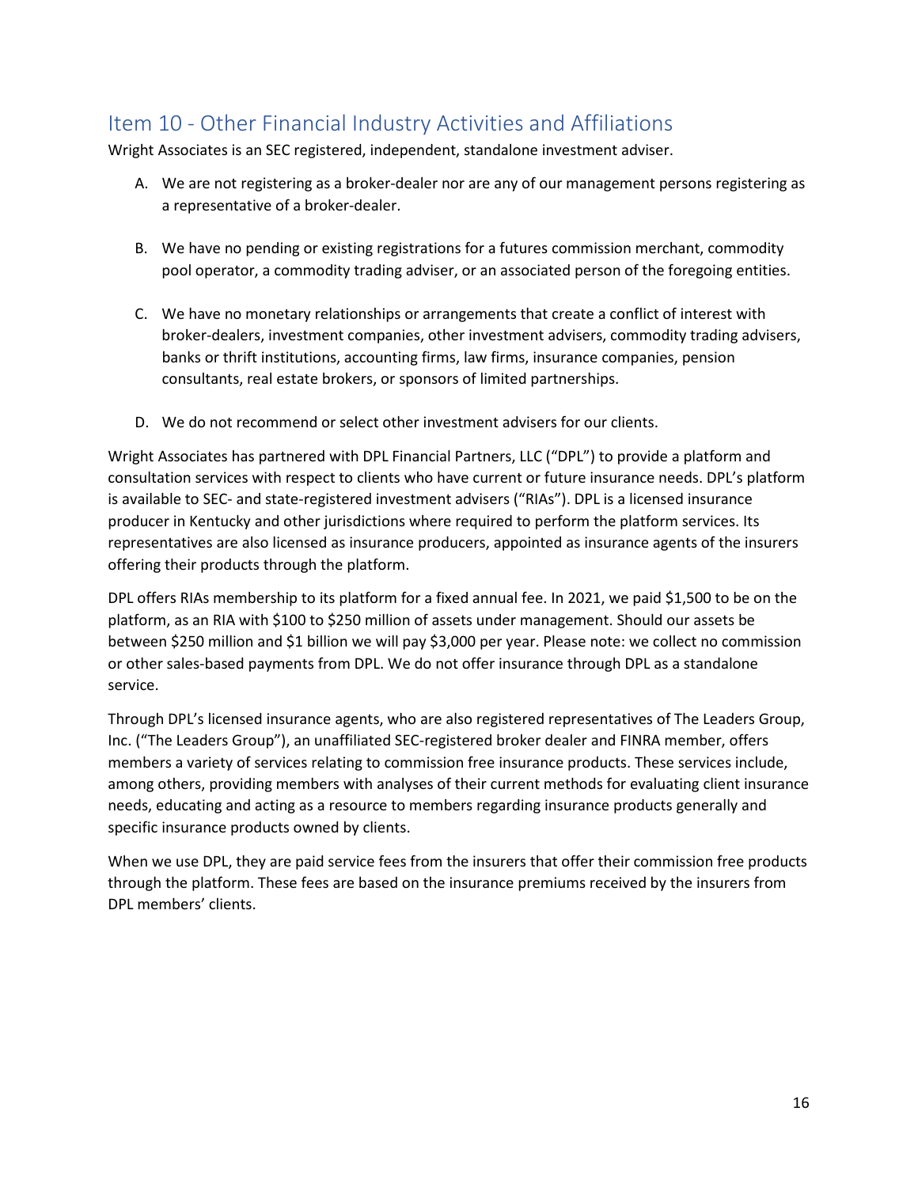## Item 10 - Other Financial Industry Activities and Affiliations

Wright Associates is an SEC registered, independent, standalone investment adviser.

A. We are not registering as a broker-dealer nor are any of our management persons registering as a representative of a broker-dealer.

B. We have no pending or existing registrations for a futures commission merchant, commodity pool operator, a commodity trading adviser, or an associated person of the foregoing entities.

C. We have no monetary relationships or arrangements that create a conflict of interest with broker-dealers, investment companies, other investment advisers, commodity trading advisers, banks or thrift institutions, accounting firms, law firms, insurance companies, pension consultants, real estate brokers, or sponsors of limited partnerships.

D. We do not recommend or select other investment advisers for our clients.

Wright Associates has partnered with DPL Financial Partners, LLC ("DPL") to provide a platform and consultation services with respect to clients who have current or future insurance needs. DPL's platform is available to SEC- and state-registered investment advisers ("RIAs"). DPL is a licensed insurance producer in Kentucky and other jurisdictions where required to perform the platform services. Its representatives are also licensed as insurance producers, appointed as insurance agents of the insurers offering their products through the platform.

DPL offers RIAs membership to its platform for a fixed annual fee. In 2021, we paid $1,500 to be on the platform, as an RIA with $100 to $250 million of assets under management. Should our assets be between $250 million and $1 billion we will pay $3,000 per year. Please note: we collect no commission or other sales-based payments from DPL. We do not offer insurance through DPL as a standalone service.

Through DPL's licensed insurance agents, who are also registered representatives of The Leaders Group, Inc. ("The Leaders Group"), an unaffiliated SEC-registered broker dealer and FINRA member, offers members a variety of services relating to commission free insurance products. These services include, among others, providing members with analyses of their current methods for evaluating client insurance needs, educating and acting as a resource to members regarding insurance products generally and specific insurance products owned by clients.

When we use DPL, they are paid service fees from the insurers that offer their commission free products through the platform. These fees are based on the insurance premiums received by the insurers from DPL members' clients.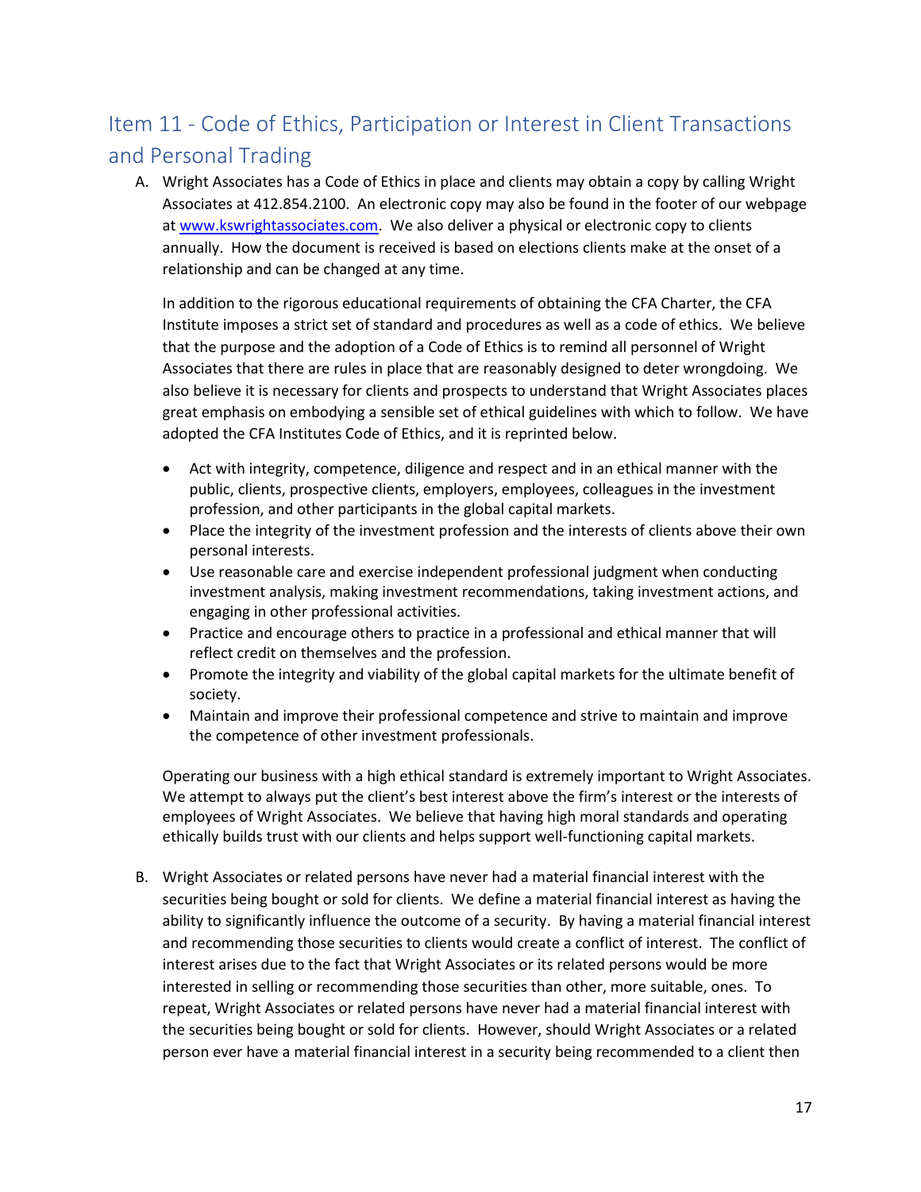## Item 11 - Code of Ethics, Participation or Interest in Client Transactions and Personal Trading

A. Wright Associates has a Code of Ethics in place and clients may obtain a copy by calling Wright Associates at 412.854.2100. An electronic copy may also be found in the footer of our webpage at [www.kswrightassociates.com](www.kswrightassociates.com). We also deliver a physical or electronic copy to clients annually. How the document is received is based on elections clients make at the onset of a relationship and can be changed at any time.

   In addition to the rigorous educational requirements of obtaining the CFA Charter, the CFA Institute imposes a strict set of standard and procedures as well as a code of ethics. We believe that the purpose and the adoption of a Code of Ethics is to remind all personnel of Wright Associates that there are rules in place that are reasonably designed to deter wrongdoing. We also believe it is necessary for clients and prospects to understand that Wright Associates places great emphasis on embodying a sensible set of ethical guidelines with which to follow. We have adopted the CFA Institutes Code of Ethics, and it is reprinted below.

   - Act with integrity, competence, diligence and respect and in an ethical manner with the public, clients, prospective clients, employers, employees, colleagues in the investment profession, and other participants in the global capital markets.
   - Place the integrity of the investment profession and the interests of clients above their own personal interests.
   - Use reasonable care and exercise independent professional judgment when conducting investment analysis, making investment recommendations, taking investment actions, and engaging in other professional activities.
   - Practice and encourage others to practice in a professional and ethical manner that will reflect credit on themselves and the profession.
   - Promote the integrity and viability of the global capital markets for the ultimate benefit of society.
   - Maintain and improve their professional competence and strive to maintain and improve the competence of other investment professionals.

   Operating our business with a high ethical standard is extremely important to Wright Associates. We attempt to always put the client's best interest above the firm's interest or the interests of employees of Wright Associates. We believe that having high moral standards and operating ethically builds trust with our clients and helps support well-functioning capital markets.

B. Wright Associates or related persons have never had a material financial interest with the securities being bought or sold for clients. We define a material financial interest as having the ability to significantly influence the outcome of a security. By having a material financial interest and recommending those securities to clients would create a conflict of interest. The conflict of interest arises due to the fact that Wright Associates or its related persons would be more interested in selling or recommending those securities than other, more suitable, ones. To repeat, Wright Associates or related persons have never had a material financial interest with the securities being bought or sold for clients. However, should Wright Associates or a related person ever have a material financial interest in a security being recommended to a client then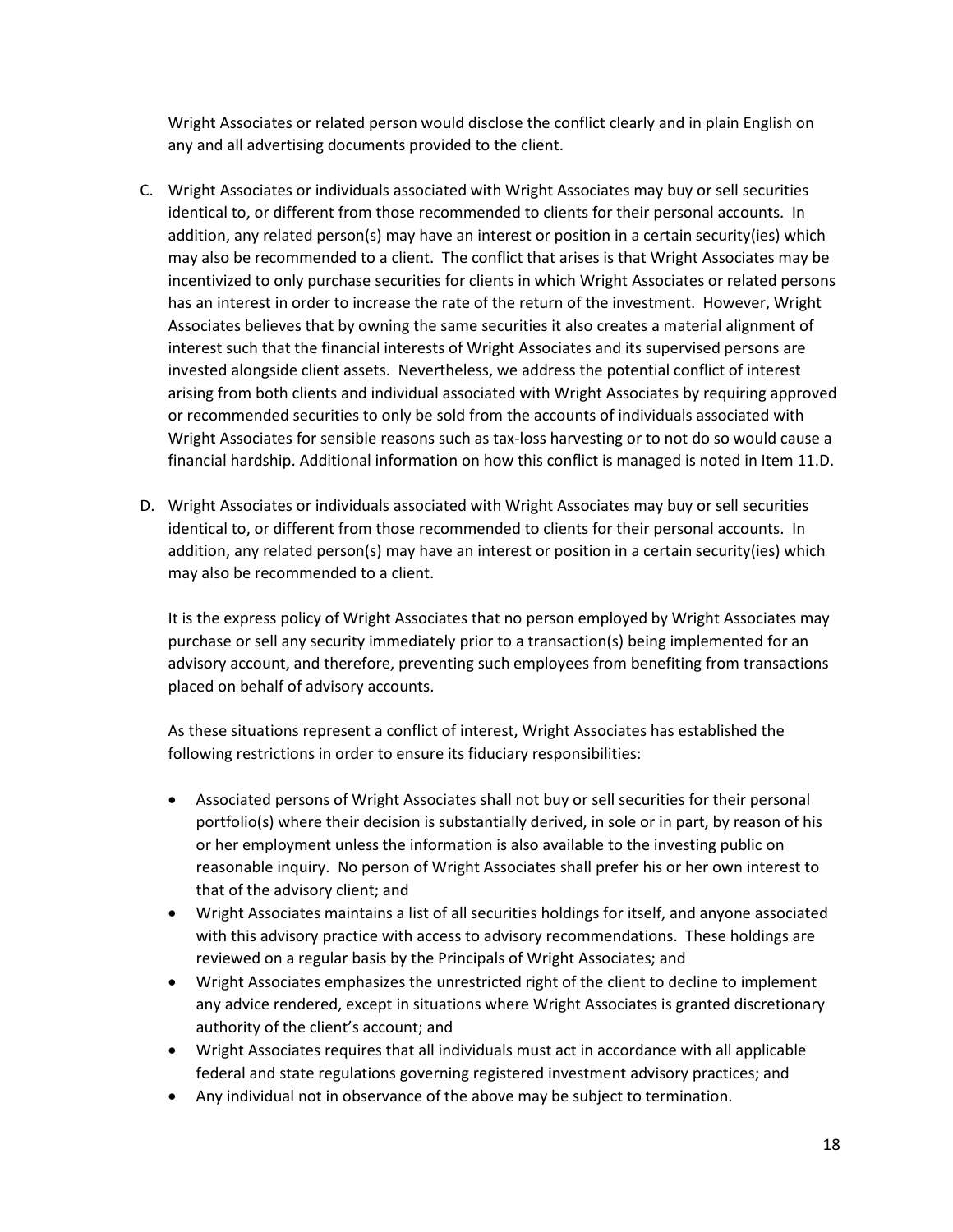Wright Associates or related person would disclose the conflict clearly and in plain English on any and all advertising documents provided to the client.

C. Wright Associates or individuals associated with Wright Associates may buy or sell securities identical to, or different from those recommended to clients for their personal accounts. In addition, any related person(s) may have an interest or position in a certain security(ies) which may also be recommended to a client. The conflict that arises is that Wright Associates may be incentivized to only purchase securities for clients in which Wright Associates or related persons has an interest in order to increase the rate of the return of the investment. However, Wright Associates believes that by owning the same securities it also creates a material alignment of interest such that the financial interests of Wright Associates and its supervised persons are invested alongside client assets. Nevertheless, we address the potential conflict of interest arising from both clients and individual associated with Wright Associates by requiring approved or recommended securities to only be sold from the accounts of individuals associated with Wright Associates for sensible reasons such as tax-loss harvesting or to not do so would cause a financial hardship. Additional information on how this conflict is managed is noted in Item 11.D.

D. Wright Associates or individuals associated with Wright Associates may buy or sell securities identical to, or different from those recommended to clients for their personal accounts. In addition, any related person(s) may have an interest or position in a certain security(ies) which may also be recommended to a client.

   It is the express policy of Wright Associates that no person employed by Wright Associates may purchase or sell any security immediately prior to a transaction(s) being implemented for an advisory account, and therefore, preventing such employees from benefiting from transactions placed on behalf of advisory accounts.

   As these situations represent a conflict of interest, Wright Associates has established the following restrictions in order to ensure its fiduciary responsibilities:

   - Associated persons of Wright Associates shall not buy or sell securities for their personal portfolio(s) where their decision is substantially derived, in sole or in part, by reason of his or her employment unless the information is also available to the investing public on reasonable inquiry. No person of Wright Associates shall prefer his or her own interest to that of the advisory client; and
   - Wright Associates maintains a list of all securities holdings for itself, and anyone associated with this advisory practice with access to advisory recommendations. These holdings are reviewed on a regular basis by the Principals of Wright Associates; and
   - Wright Associates emphasizes the unrestricted right of the client to decline to implement any advice rendered, except in situations where Wright Associates is granted discretionary authority of the client's account; and
   - Wright Associates requires that all individuals must act in accordance with all applicable federal and state regulations governing registered investment advisory practices; and
   - Any individual not in observance of the above may be subject to termination.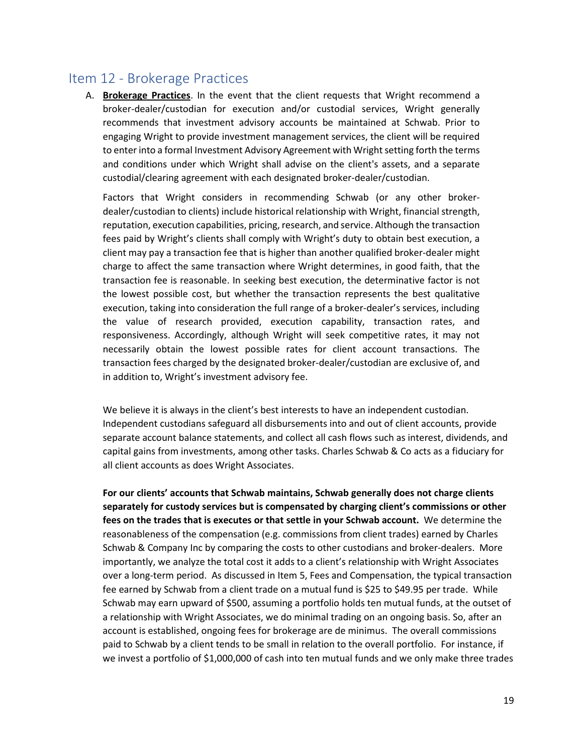## Item 12 - Brokerage Practices

A. **Brokerage Practices**. In the event that the client requests that Wright recommend a broker-dealer/custodian for execution and/or custodial services, Wright generally recommends that investment advisory accounts be maintained at Schwab. Prior to engaging Wright to provide investment management services, the client will be required to enter into a formal Investment Advisory Agreement with Wright setting forth the terms and conditions under which Wright shall advise on the client's assets, and a separate custodial/clearing agreement with each designated broker-dealer/custodian.

Factors that Wright considers in recommending Schwab (or any other broker-dealer/custodian to clients) include historical relationship with Wright, financial strength, reputation, execution capabilities, pricing, research, and service. Although the transaction fees paid by Wright's clients shall comply with Wright's duty to obtain best execution, a client may pay a transaction fee that is higher than another qualified broker-dealer might charge to affect the same transaction where Wright determines, in good faith, that the transaction fee is reasonable. In seeking best execution, the determinative factor is not the lowest possible cost, but whether the transaction represents the best qualitative execution, taking into consideration the full range of a broker-dealer's services, including the value of research provided, execution capability, transaction rates, and responsiveness. Accordingly, although Wright will seek competitive rates, it may not necessarily obtain the lowest possible rates for client account transactions. The transaction fees charged by the designated broker-dealer/custodian are exclusive of, and in addition to, Wright's investment advisory fee.

We believe it is always in the client's best interests to have an independent custodian. Independent custodians safeguard all disbursements into and out of client accounts, provide separate account balance statements, and collect all cash flows such as interest, dividends, and capital gains from investments, among other tasks. Charles Schwab & Co acts as a fiduciary for all client accounts as does Wright Associates.

**For our clients' accounts that Schwab maintains, Schwab generally does not charge clients separately for custody services but is compensated by charging client's commissions or other fees on the trades that is executes or that settle in your Schwab account.** We determine the reasonableness of the compensation (e.g. commissions from client trades) earned by Charles Schwab & Company Inc by comparing the costs to other custodians and broker-dealers. More importantly, we analyze the total cost it adds to a client's relationship with Wright Associates over a long-term period. As discussed in Item 5, Fees and Compensation, the typical transaction fee earned by Schwab from a client trade on a mutual fund is $25 to $49.95 per trade. While Schwab may earn upward of $500, assuming a portfolio holds ten mutual funds, at the outset of a relationship with Wright Associates, we do minimal trading on an ongoing basis. So, after an account is established, ongoing fees for brokerage are de minimus. The overall commissions paid to Schwab by a client tends to be small in relation to the overall portfolio. For instance, if we invest a portfolio of $1,000,000 of cash into ten mutual funds and we only make three trades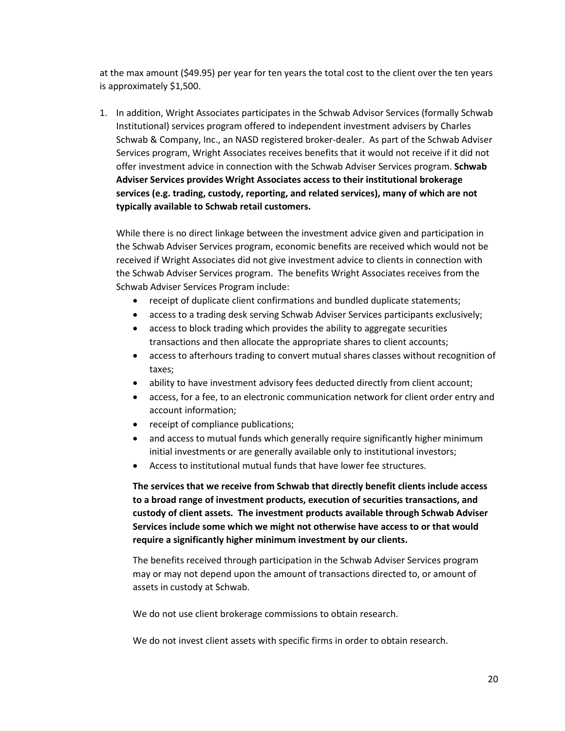at the max amount ($49.95) per year for ten years the total cost to the client over the ten years is approximately $1,500.

1. In addition, Wright Associates participates in the Schwab Advisor Services (formally Schwab Institutional) services program offered to independent investment advisers by Charles Schwab & Company, Inc., an NASD registered broker-dealer. As part of the Schwab Adviser Services program, Wright Associates receives benefits that it would not receive if it did not offer investment advice in connection with the Schwab Adviser Services program. **Schwab Adviser Services provides Wright Associates access to their institutional brokerage services (e.g. trading, custody, reporting, and related services), many of which are not typically available to Schwab retail customers.**

   While there is no direct linkage between the investment advice given and participation in the Schwab Adviser Services program, economic benefits are received which would not be received if Wright Associates did not give investment advice to clients in connection with the Schwab Adviser Services program. The benefits Wright Associates receives from the Schwab Adviser Services Program include:

   - receipt of duplicate client confirmations and bundled duplicate statements;
   - access to a trading desk serving Schwab Adviser Services participants exclusively;
   - access to block trading which provides the ability to aggregate securities transactions and then allocate the appropriate shares to client accounts;
   - access to afterhours trading to convert mutual shares classes without recognition of taxes;
   - ability to have investment advisory fees deducted directly from client account;
   - access, for a fee, to an electronic communication network for client order entry and account information;
   - receipt of compliance publications;
   - and access to mutual funds which generally require significantly higher minimum initial investments or are generally available only to institutional investors;
   - Access to institutional mutual funds that have lower fee structures.

   **The services that we receive from Schwab that directly benefit clients include access to a broad range of investment products, execution of securities transactions, and custody of client assets. The investment products available through Schwab Adviser Services include some which we might not otherwise have access to or that would require a significantly higher minimum investment by our clients.**

   The benefits received through participation in the Schwab Adviser Services program may or may not depend upon the amount of transactions directed to, or amount of assets in custody at Schwab.

   We do not use client brokerage commissions to obtain research.

   We do not invest client assets with specific firms in order to obtain research.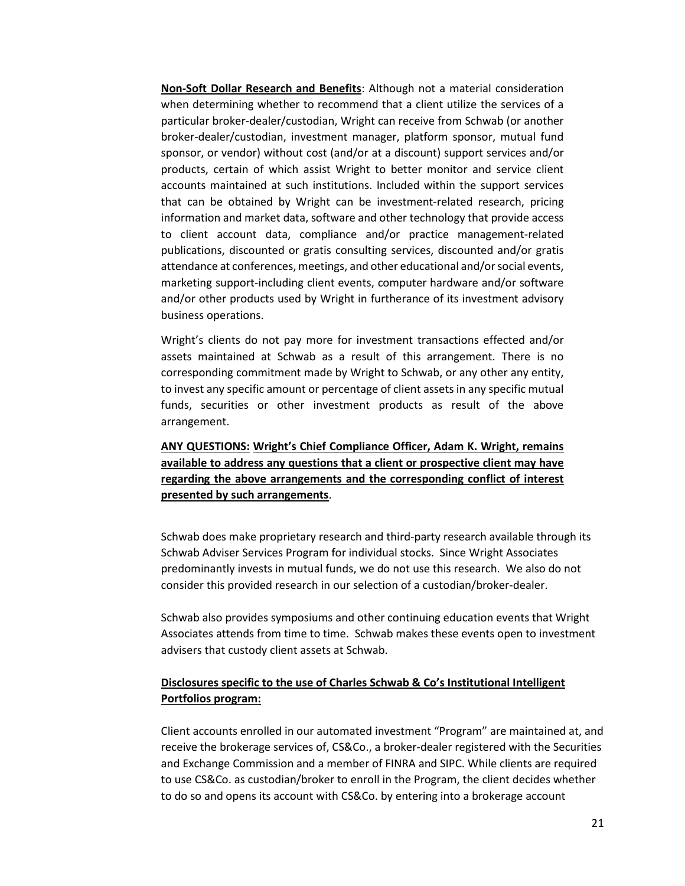**Non-Soft Dollar Research and Benefits**: Although not a material consideration when determining whether to recommend that a client utilize the services of a particular broker-dealer/custodian, Wright can receive from Schwab (or another broker-dealer/custodian, investment manager, platform sponsor, mutual fund sponsor, or vendor) without cost (and/or at a discount) support services and/or products, certain of which assist Wright to better monitor and service client accounts maintained at such institutions. Included within the support services that can be obtained by Wright can be investment-related research, pricing information and market data, software and other technology that provide access to client account data, compliance and/or practice management-related publications, discounted or gratis consulting services, discounted and/or gratis attendance at conferences, meetings, and other educational and/or social events, marketing support-including client events, computer hardware and/or software and/or other products used by Wright in furtherance of its investment advisory business operations.

Wright's clients do not pay more for investment transactions effected and/or assets maintained at Schwab as a result of this arrangement. There is no corresponding commitment made by Wright to Schwab, or any other any entity, to invest any specific amount or percentage of client assets in any specific mutual funds, securities or other investment products as result of the above arrangement.

**ANY QUESTIONS: Wright's Chief Compliance Officer, Adam K. Wright, remains available to address any questions that a client or prospective client may have regarding the above arrangements and the corresponding conflict of interest presented by such arrangements**.

Schwab does make proprietary research and third-party research available through its Schwab Adviser Services Program for individual stocks. Since Wright Associates predominantly invests in mutual funds, we do not use this research. We also do not consider this provided research in our selection of a custodian/broker-dealer.

Schwab also provides symposiums and other continuing education events that Wright Associates attends from time to time. Schwab makes these events open to investment advisers that custody client assets at Schwab.

**Disclosures specific to the use of Charles Schwab & Co's Institutional Intelligent Portfolios program:**

Client accounts enrolled in our automated investment "Program" are maintained at, and receive the brokerage services of, CS&Co., a broker-dealer registered with the Securities and Exchange Commission and a member of FINRA and SIPC. While clients are required to use CS&Co. as custodian/broker to enroll in the Program, the client decides whether to do so and opens its account with CS&Co. by entering into a brokerage account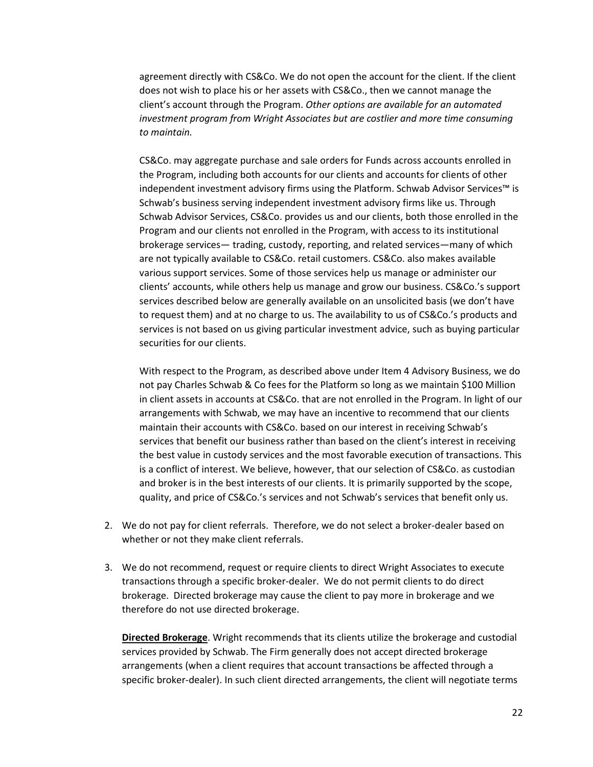agreement directly with CS&Co. We do not open the account for the client. If the client does not wish to place his or her assets with CS&Co., then we cannot manage the client's account through the Program. *Other options are available for an automated investment program from Wright Associates but are costlier and more time consuming to maintain.*

CS&Co. may aggregate purchase and sale orders for Funds across accounts enrolled in the Program, including both accounts for our clients and accounts for clients of other independent investment advisory firms using the Platform. Schwab Advisor Services™ is Schwab's business serving independent investment advisory firms like us. Through Schwab Advisor Services, CS&Co. provides us and our clients, both those enrolled in the Program and our clients not enrolled in the Program, with access to its institutional brokerage services— trading, custody, reporting, and related services—many of which are not typically available to CS&Co. retail customers. CS&Co. also makes available various support services. Some of those services help us manage or administer our clients' accounts, while others help us manage and grow our business. CS&Co.'s support services described below are generally available on an unsolicited basis (we don't have to request them) and at no charge to us. The availability to us of CS&Co.'s products and services is not based on us giving particular investment advice, such as buying particular securities for our clients.

With respect to the Program, as described above under Item 4 Advisory Business, we do not pay Charles Schwab & Co fees for the Platform so long as we maintain $100 Million in client assets in accounts at CS&Co. that are not enrolled in the Program. In light of our arrangements with Schwab, we may have an incentive to recommend that our clients maintain their accounts with CS&Co. based on our interest in receiving Schwab's services that benefit our business rather than based on the client's interest in receiving the best value in custody services and the most favorable execution of transactions. This is a conflict of interest. We believe, however, that our selection of CS&Co. as custodian and broker is in the best interests of our clients. It is primarily supported by the scope, quality, and price of CS&Co.'s services and not Schwab's services that benefit only us.

2. We do not pay for client referrals. Therefore, we do not select a broker-dealer based on whether or not they make client referrals.

3. We do not recommend, request or require clients to direct Wright Associates to execute transactions through a specific broker-dealer. We do not permit clients to do direct brokerage. Directed brokerage may cause the client to pay more in brokerage and we therefore do not use directed brokerage.

   **Directed Brokerage**. Wright recommends that its clients utilize the brokerage and custodial services provided by Schwab. The Firm generally does not accept directed brokerage arrangements (when a client requires that account transactions be affected through a specific broker-dealer). In such client directed arrangements, the client will negotiate terms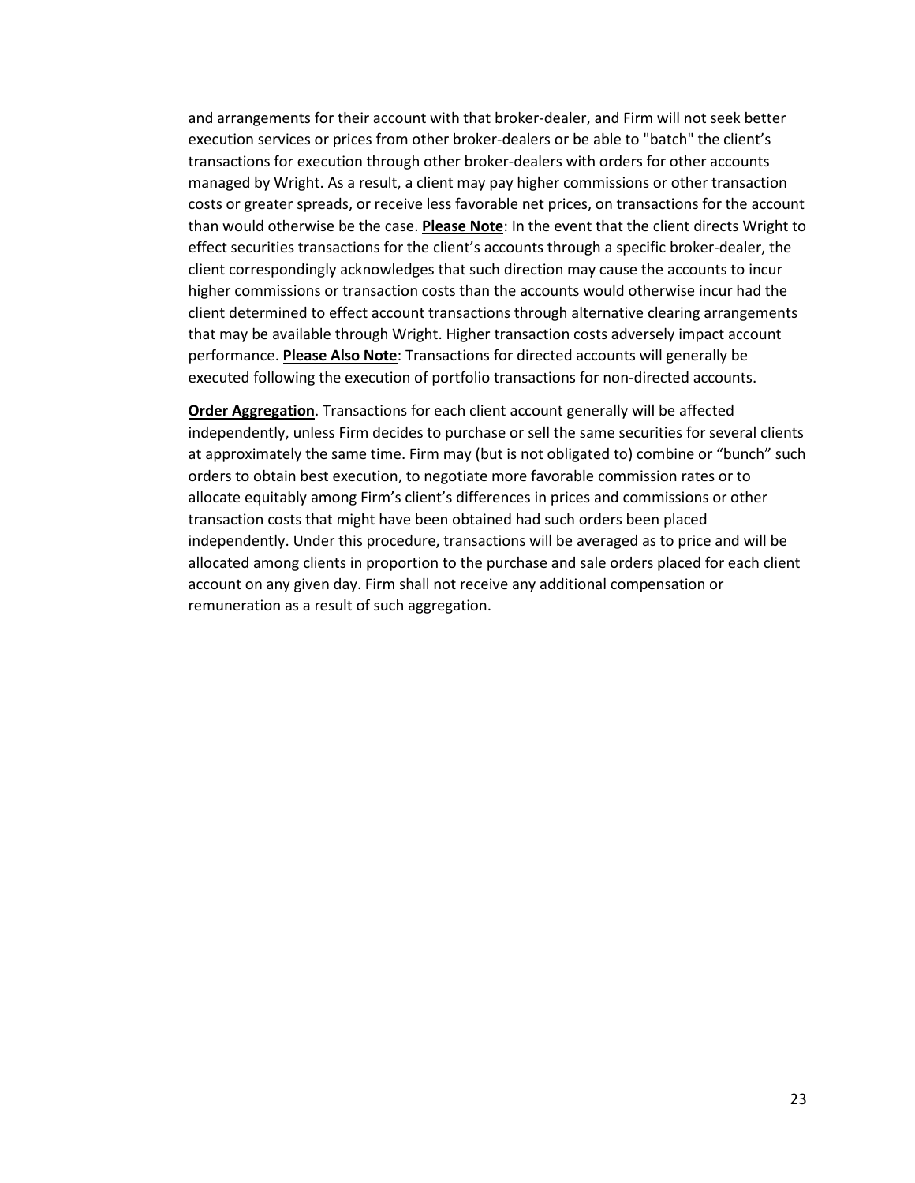and arrangements for their account with that broker-dealer, and Firm will not seek better execution services or prices from other broker-dealers or be able to "batch" the client's transactions for execution through other broker-dealers with orders for other accounts managed by Wright. As a result, a client may pay higher commissions or other transaction costs or greater spreads, or receive less favorable net prices, on transactions for the account than would otherwise be the case. **Please Note**: In the event that the client directs Wright to effect securities transactions for the client's accounts through a specific broker-dealer, the client correspondingly acknowledges that such direction may cause the accounts to incur higher commissions or transaction costs than the accounts would otherwise incur had the client determined to effect account transactions through alternative clearing arrangements that may be available through Wright. Higher transaction costs adversely impact account performance. **Please Also Note**: Transactions for directed accounts will generally be executed following the execution of portfolio transactions for non-directed accounts.

**Order Aggregation**. Transactions for each client account generally will be affected independently, unless Firm decides to purchase or sell the same securities for several clients at approximately the same time. Firm may (but is not obligated to) combine or "bunch" such orders to obtain best execution, to negotiate more favorable commission rates or to allocate equitably among Firm's client's differences in prices and commissions or other transaction costs that might have been obtained had such orders been placed independently. Under this procedure, transactions will be averaged as to price and will be allocated among clients in proportion to the purchase and sale orders placed for each client account on any given day. Firm shall not receive any additional compensation or remuneration as a result of such aggregation.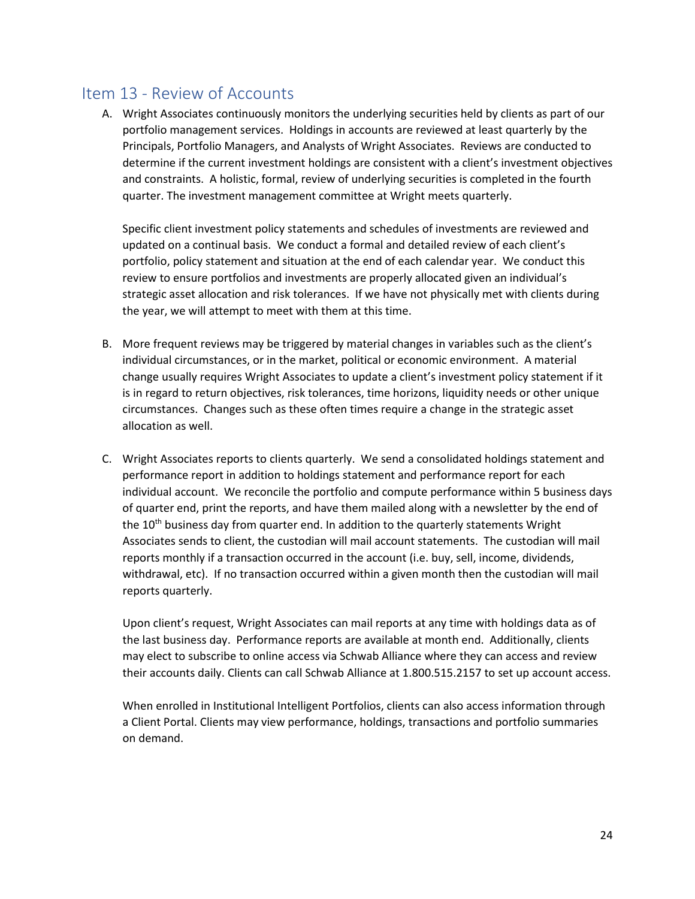## Item 13 - Review of Accounts

A. Wright Associates continuously monitors the underlying securities held by clients as part of our portfolio management services. Holdings in accounts are reviewed at least quarterly by the Principals, Portfolio Managers, and Analysts of Wright Associates. Reviews are conducted to determine if the current investment holdings are consistent with a client's investment objectives and constraints. A holistic, formal, review of underlying securities is completed in the fourth quarter. The investment management committee at Wright meets quarterly.

   Specific client investment policy statements and schedules of investments are reviewed and updated on a continual basis. We conduct a formal and detailed review of each client's portfolio, policy statement and situation at the end of each calendar year. We conduct this review to ensure portfolios and investments are properly allocated given an individual's strategic asset allocation and risk tolerances. If we have not physically met with clients during the year, we will attempt to meet with them at this time.

B. More frequent reviews may be triggered by material changes in variables such as the client's individual circumstances, or in the market, political or economic environment. A material change usually requires Wright Associates to update a client's investment policy statement if it is in regard to return objectives, risk tolerances, time horizons, liquidity needs or other unique circumstances. Changes such as these often times require a change in the strategic asset allocation as well.

C. Wright Associates reports to clients quarterly. We send a consolidated holdings statement and performance report in addition to holdings statement and performance report for each individual account. We reconcile the portfolio and compute performance within 5 business days of quarter end, print the reports, and have them mailed along with a newsletter by the end of the 10th business day from quarter end. In addition to the quarterly statements Wright Associates sends to client, the custodian will mail account statements. The custodian will mail reports monthly if a transaction occurred in the account (i.e. buy, sell, income, dividends, withdrawal, etc). If no transaction occurred within a given month then the custodian will mail reports quarterly.

   Upon client's request, Wright Associates can mail reports at any time with holdings data as of the last business day. Performance reports are available at month end. Additionally, clients may elect to subscribe to online access via Schwab Alliance where they can access and review their accounts daily. Clients can call Schwab Alliance at 1.800.515.2157 to set up account access.

   When enrolled in Institutional Intelligent Portfolios, clients can also access information through a Client Portal. Clients may view performance, holdings, transactions and portfolio summaries on demand.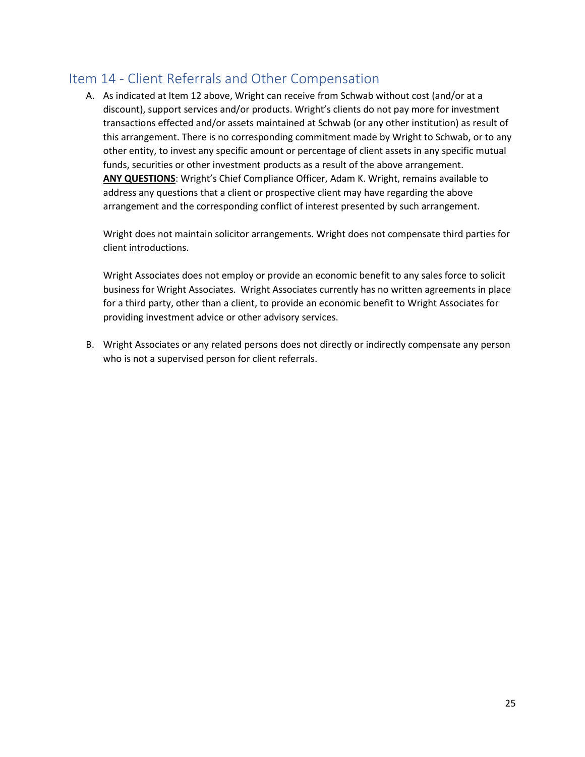## Item 14 - Client Referrals and Other Compensation

A. As indicated at Item 12 above, Wright can receive from Schwab without cost (and/or at a discount), support services and/or products. Wright's clients do not pay more for investment transactions effected and/or assets maintained at Schwab (or any other institution) as result of this arrangement. There is no corresponding commitment made by Wright to Schwab, or to any other entity, to invest any specific amount or percentage of client assets in any specific mutual funds, securities or other investment products as a result of the above arrangement.
   **ANY QUESTIONS**: Wright's Chief Compliance Officer, Adam K. Wright, remains available to address any questions that a client or prospective client may have regarding the above arrangement and the corresponding conflict of interest presented by such arrangement.

   Wright does not maintain solicitor arrangements. Wright does not compensate third parties for client introductions.

   Wright Associates does not employ or provide an economic benefit to any sales force to solicit business for Wright Associates. Wright Associates currently has no written agreements in place for a third party, other than a client, to provide an economic benefit to Wright Associates for providing investment advice or other advisory services.

B. Wright Associates or any related persons does not directly or indirectly compensate any person who is not a supervised person for client referrals.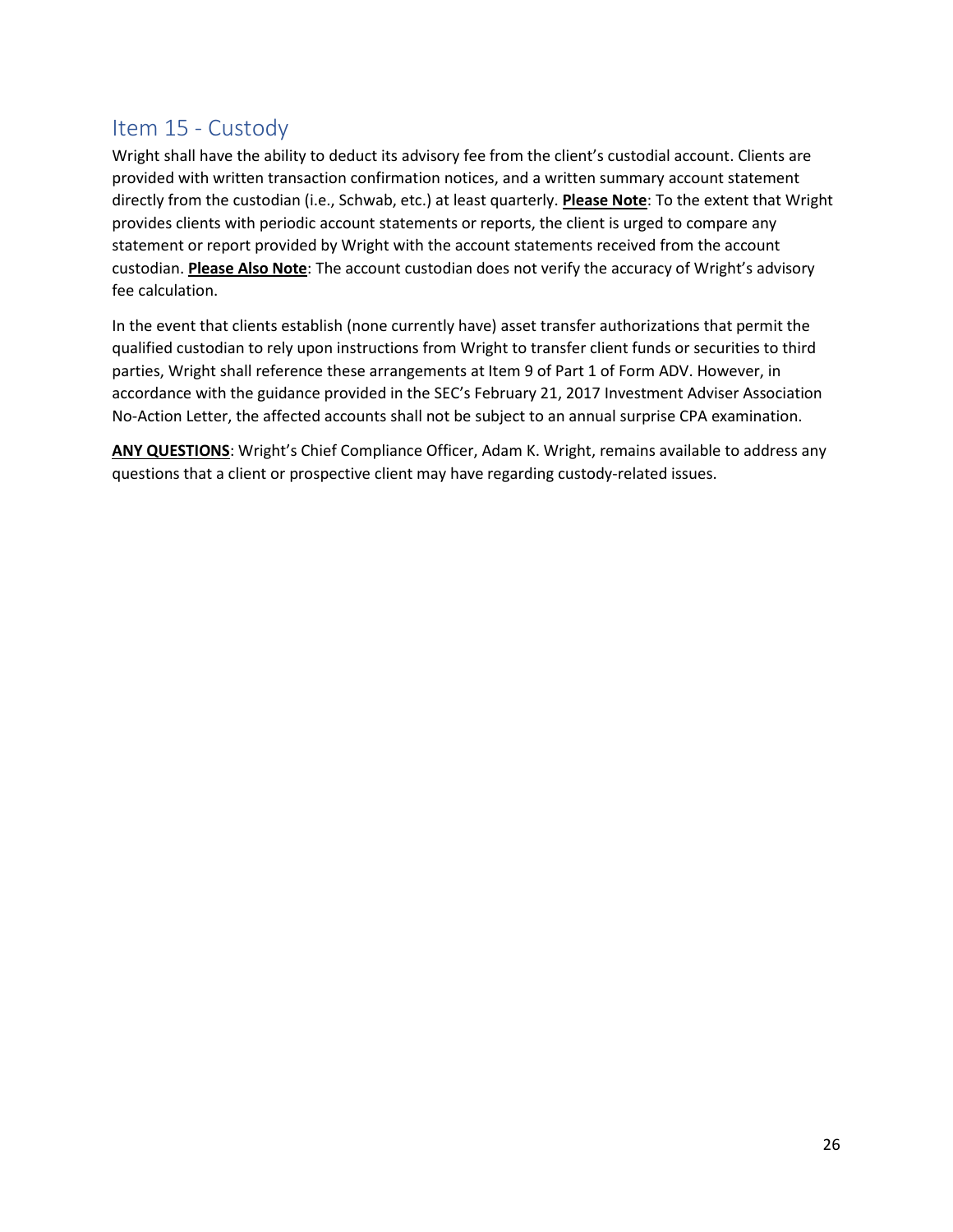## Item 15 - Custody

Wright shall have the ability to deduct its advisory fee from the client's custodial account. Clients are provided with written transaction confirmation notices, and a written summary account statement directly from the custodian (i.e., Schwab, etc.) at least quarterly. **Please Note**: To the extent that Wright provides clients with periodic account statements or reports, the client is urged to compare any statement or report provided by Wright with the account statements received from the account custodian. **Please Also Note**: The account custodian does not verify the accuracy of Wright's advisory fee calculation.

In the event that clients establish (none currently have) asset transfer authorizations that permit the qualified custodian to rely upon instructions from Wright to transfer client funds or securities to third parties, Wright shall reference these arrangements at Item 9 of Part 1 of Form ADV. However, in accordance with the guidance provided in the SEC's February 21, 2017 Investment Adviser Association No-Action Letter, the affected accounts shall not be subject to an annual surprise CPA examination.

**ANY QUESTIONS**: Wright's Chief Compliance Officer, Adam K. Wright, remains available to address any questions that a client or prospective client may have regarding custody-related issues.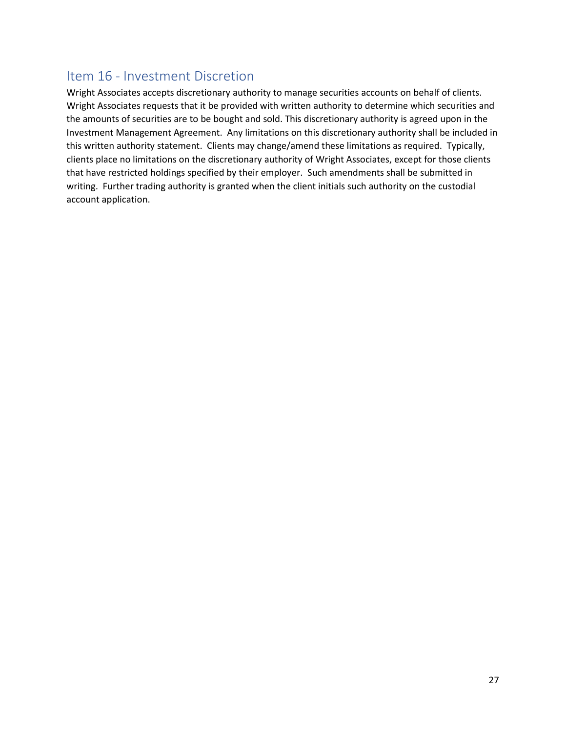## Item 16 - Investment Discretion

Wright Associates accepts discretionary authority to manage securities accounts on behalf of clients. Wright Associates requests that it be provided with written authority to determine which securities and the amounts of securities are to be bought and sold. This discretionary authority is agreed upon in the Investment Management Agreement. Any limitations on this discretionary authority shall be included in this written authority statement. Clients may change/amend these limitations as required. Typically, clients place no limitations on the discretionary authority of Wright Associates, except for those clients that have restricted holdings specified by their employer. Such amendments shall be submitted in writing. Further trading authority is granted when the client initials such authority on the custodial account application.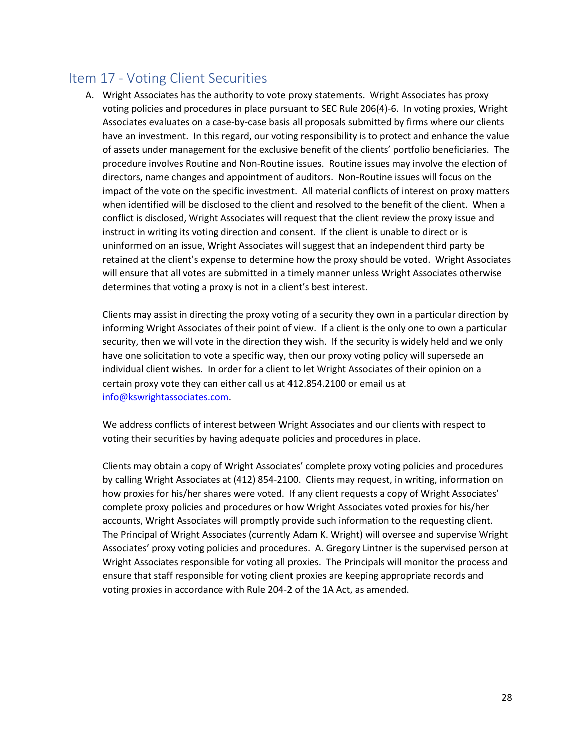## Item 17 - Voting Client Securities

A. Wright Associates has the authority to vote proxy statements. Wright Associates has proxy voting policies and procedures in place pursuant to SEC Rule 206(4)-6. In voting proxies, Wright Associates evaluates on a case-by-case basis all proposals submitted by firms where our clients have an investment. In this regard, our voting responsibility is to protect and enhance the value of assets under management for the exclusive benefit of the clients' portfolio beneficiaries. The procedure involves Routine and Non-Routine issues. Routine issues may involve the election of directors, name changes and appointment of auditors. Non-Routine issues will focus on the impact of the vote on the specific investment. All material conflicts of interest on proxy matters when identified will be disclosed to the client and resolved to the benefit of the client. When a conflict is disclosed, Wright Associates will request that the client review the proxy issue and instruct in writing its voting direction and consent. If the client is unable to direct or is uninformed on an issue, Wright Associates will suggest that an independent third party be retained at the client's expense to determine how the proxy should be voted. Wright Associates will ensure that all votes are submitted in a timely manner unless Wright Associates otherwise determines that voting a proxy is not in a client's best interest.

   Clients may assist in directing the proxy voting of a security they own in a particular direction by informing Wright Associates of their point of view. If a client is the only one to own a particular security, then we will vote in the direction they wish. If the security is widely held and we only have one solicitation to vote a specific way, then our proxy voting policy will supersede an individual client wishes. In order for a client to let Wright Associates of their opinion on a certain proxy vote they can either call us at 412.854.2100 or email us at info@kswrightassociates.com.

   We address conflicts of interest between Wright Associates and our clients with respect to voting their securities by having adequate policies and procedures in place.

   Clients may obtain a copy of Wright Associates' complete proxy voting policies and procedures by calling Wright Associates at (412) 854-2100. Clients may request, in writing, information on how proxies for his/her shares were voted. If any client requests a copy of Wright Associates' complete proxy policies and procedures or how Wright Associates voted proxies for his/her accounts, Wright Associates will promptly provide such information to the requesting client. The Principal of Wright Associates (currently Adam K. Wright) will oversee and supervise Wright Associates' proxy voting policies and procedures. A. Gregory Lintner is the supervised person at Wright Associates responsible for voting all proxies. The Principals will monitor the process and ensure that staff responsible for voting client proxies are keeping appropriate records and voting proxies in accordance with Rule 204-2 of the 1A Act, as amended.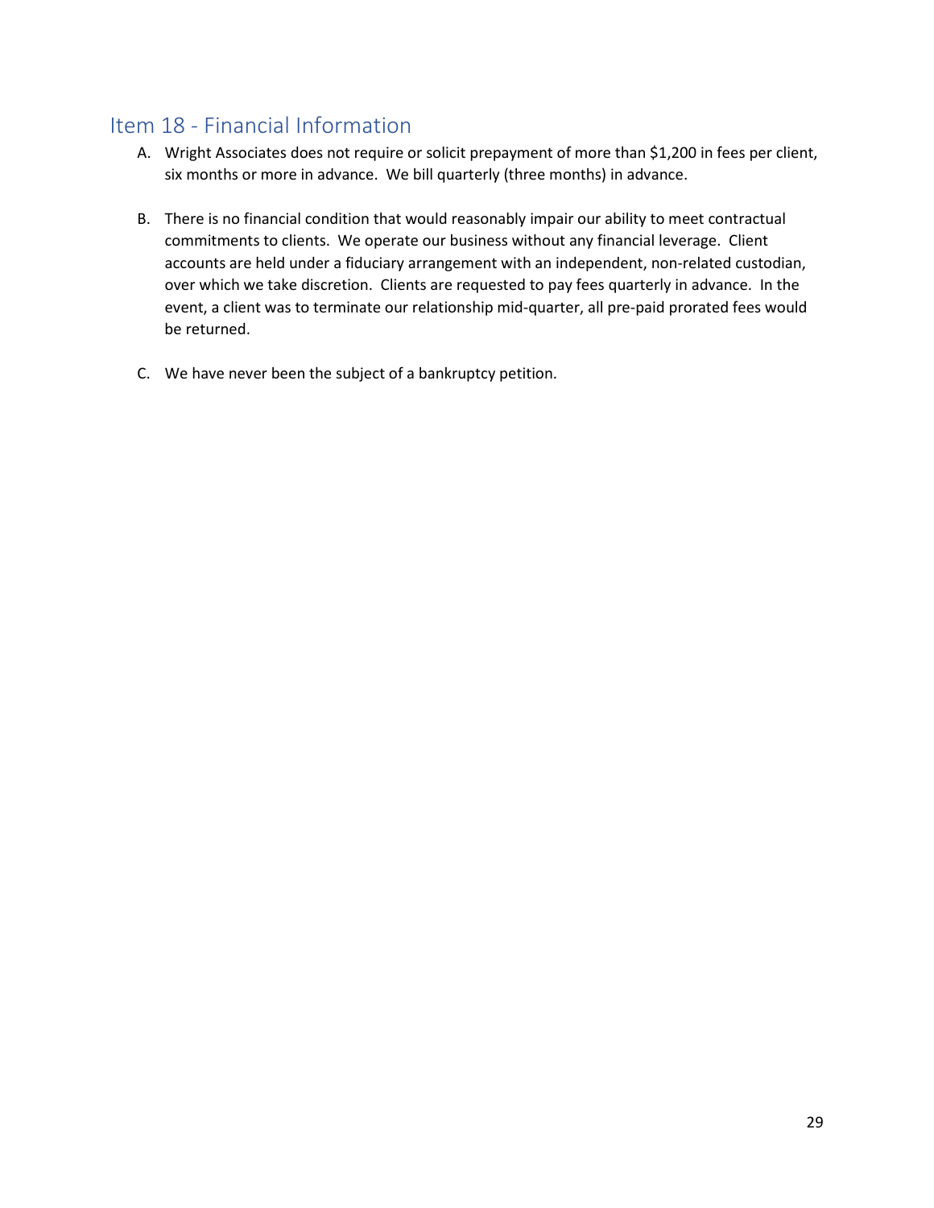## Item 18 - Financial Information

A. Wright Associates does not require or solicit prepayment of more than $1,200 in fees per client, six months or more in advance. We bill quarterly (three months) in advance.

B. There is no financial condition that would reasonably impair our ability to meet contractual commitments to clients. We operate our business without any financial leverage. Client accounts are held under a fiduciary arrangement with an independent, non-related custodian, over which we take discretion. Clients are requested to pay fees quarterly in advance. In the event, a client was to terminate our relationship mid-quarter, all pre-paid prorated fees would be returned.

C. We have never been the subject of a bankruptcy petition.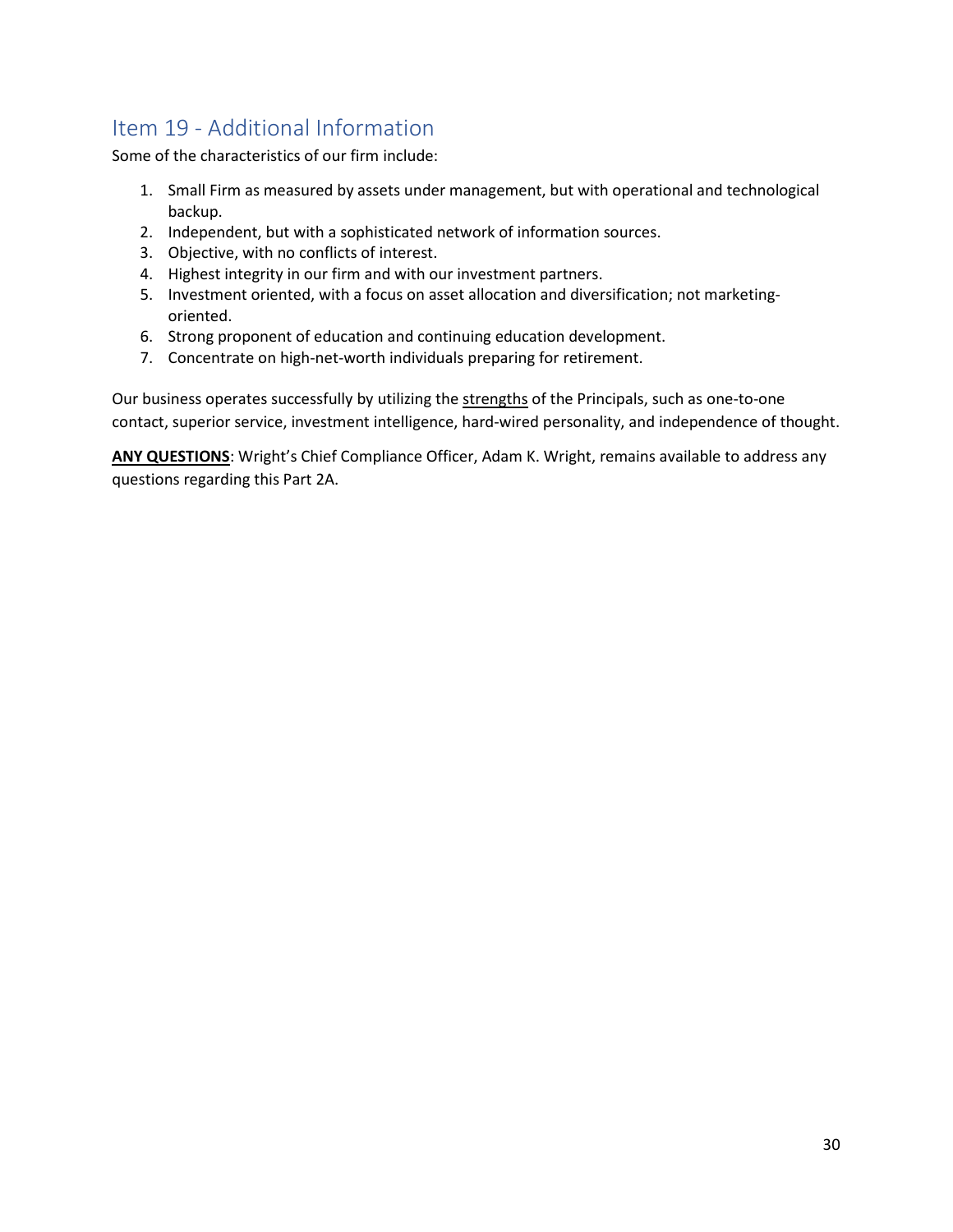## Item 19 - Additional Information

Some of the characteristics of our firm include:

1. Small Firm as measured by assets under management, but with operational and technological backup.
2. Independent, but with a sophisticated network of information sources.
3. Objective, with no conflicts of interest.
4. Highest integrity in our firm and with our investment partners.
5. Investment oriented, with a focus on asset allocation and diversification; not marketing-oriented.
6. Strong proponent of education and continuing education development.
7. Concentrate on high-net-worth individuals preparing for retirement.

Our business operates successfully by utilizing the <u>strengths</u> of the Principals, such as one-to-one contact, superior service, investment intelligence, hard-wired personality, and independence of thought.

**<u>ANY QUESTIONS</u>**: Wright's Chief Compliance Officer, Adam K. Wright, remains available to address any questions regarding this Part 2A.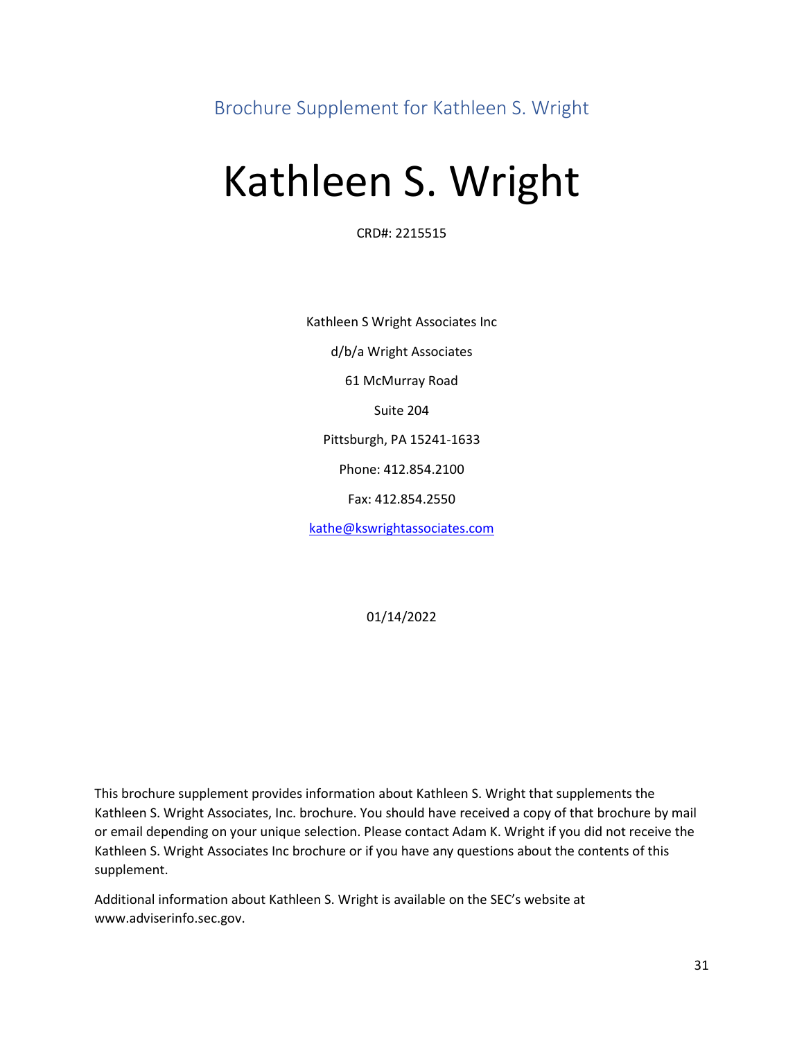Brochure Supplement for Kathleen S. Wright

# Kathleen S. Wright

CRD#: 2215515

Kathleen S Wright Associates Inc

d/b/a Wright Associates

61 McMurray Road

Suite 204

Pittsburgh, PA 15241-1633

Phone: 412.854.2100

Fax: 412.854.2550

kathe@kswrightassociates.com

01/14/2022

This brochure supplement provides information about Kathleen S. Wright that supplements the Kathleen S. Wright Associates, Inc. brochure. You should have received a copy of that brochure by mail or email depending on your unique selection. Please contact Adam K. Wright if you did not receive the Kathleen S. Wright Associates Inc brochure or if you have any questions about the contents of this supplement.

Additional information about Kathleen S. Wright is available on the SEC's website at www.adviserinfo.sec.gov.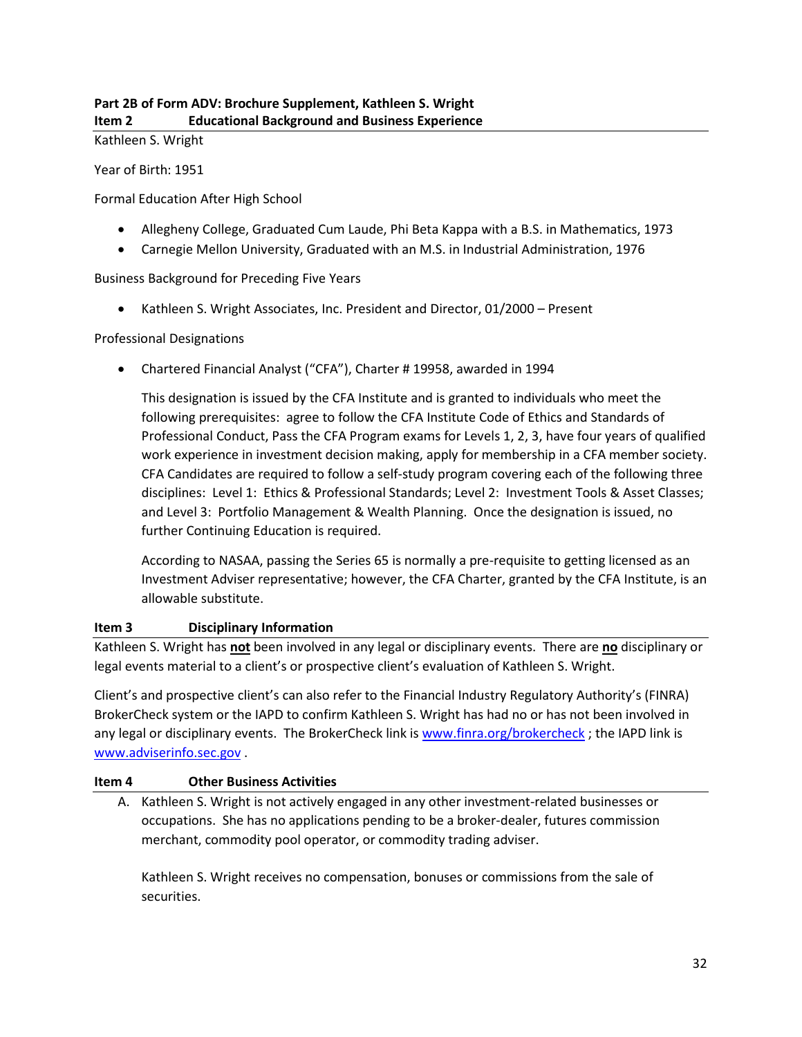**Part 2B of Form ADV: Brochure Supplement, Kathleen S. Wright**

## Item 2 Educational Background and Business Experience

Kathleen S. Wright

Year of Birth: 1951

Formal Education After High School

- Allegheny College, Graduated Cum Laude, Phi Beta Kappa with a B.S. in Mathematics, 1973
- Carnegie Mellon University, Graduated with an M.S. in Industrial Administration, 1976

Business Background for Preceding Five Years

- Kathleen S. Wright Associates, Inc. President and Director, 01/2000 – Present

Professional Designations

- Chartered Financial Analyst ("CFA"), Charter # 19958, awarded in 1994

  This designation is issued by the CFA Institute and is granted to individuals who meet the following prerequisites: agree to follow the CFA Institute Code of Ethics and Standards of Professional Conduct, Pass the CFA Program exams for Levels 1, 2, 3, have four years of qualified work experience in investment decision making, apply for membership in a CFA member society. CFA Candidates are required to follow a self-study program covering each of the following three disciplines: Level 1: Ethics & Professional Standards; Level 2: Investment Tools & Asset Classes; and Level 3: Portfolio Management & Wealth Planning. Once the designation is issued, no further Continuing Education is required.

  According to NASAA, passing the Series 65 is normally a pre-requisite to getting licensed as an Investment Adviser representative; however, the CFA Charter, granted by the CFA Institute, is an allowable substitute.

## Item 3 Disciplinary Information

Kathleen S. Wright has **not** been involved in any legal or disciplinary events. There are **no** disciplinary or legal events material to a client's or prospective client's evaluation of Kathleen S. Wright.

Client's and prospective client's can also refer to the Financial Industry Regulatory Authority's (FINRA) BrokerCheck system or the IAPD to confirm Kathleen S. Wright has had no or has not been involved in any legal or disciplinary events. The BrokerCheck link is www.finra.org/brokercheck ; the IAPD link is www.adviserinfo.sec.gov .

## Item 4 Other Business Activities

A. Kathleen S. Wright is not actively engaged in any other investment-related businesses or occupations. She has no applications pending to be a broker-dealer, futures commission merchant, commodity pool operator, or commodity trading adviser.

   Kathleen S. Wright receives no compensation, bonuses or commissions from the sale of securities.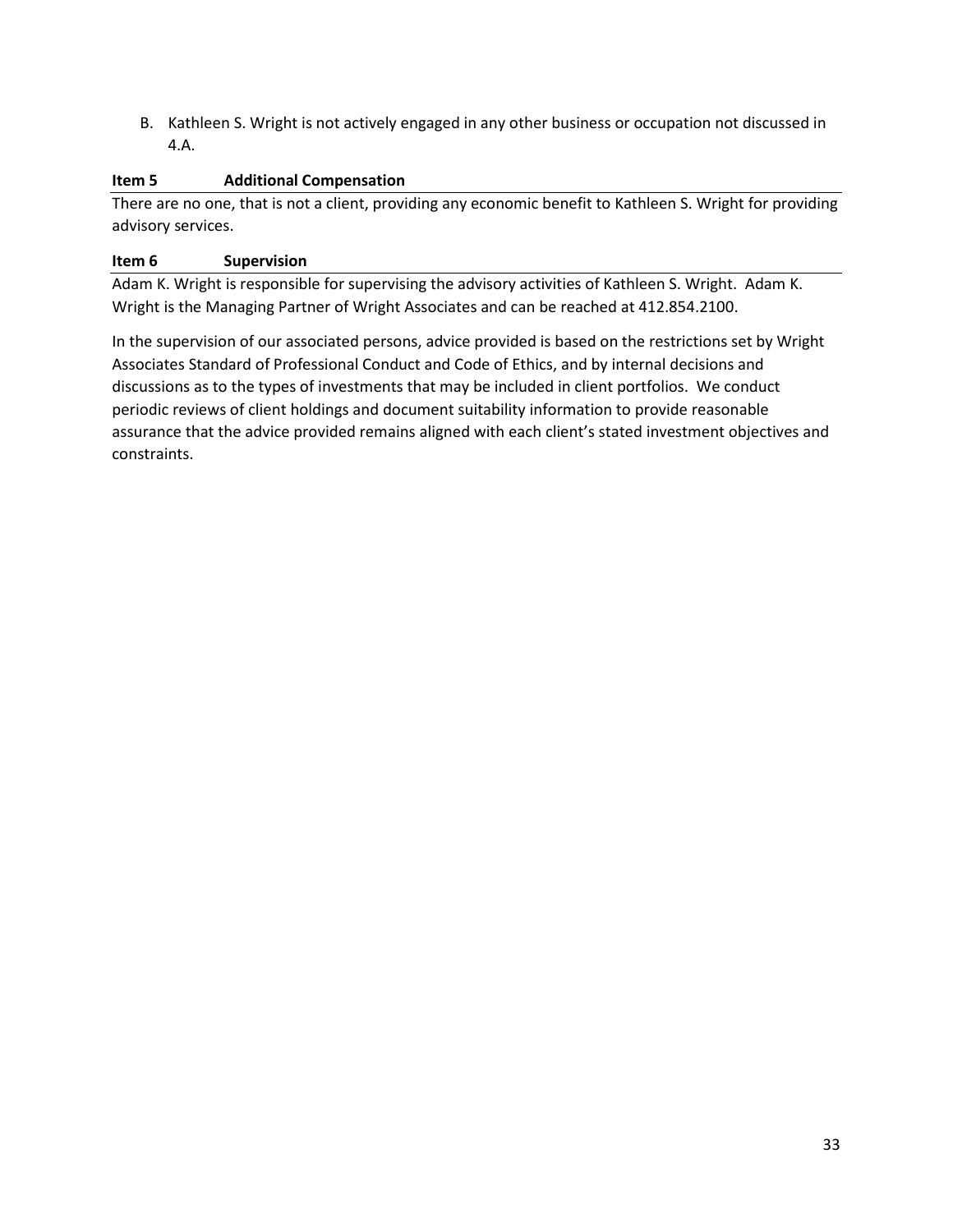B. Kathleen S. Wright is not actively engaged in any other business or occupation not discussed in 4.A.

## Item 5 Additional Compensation

There are no one, that is not a client, providing any economic benefit to Kathleen S. Wright for providing advisory services.

## Item 6 Supervision

Adam K. Wright is responsible for supervising the advisory activities of Kathleen S. Wright. Adam K. Wright is the Managing Partner of Wright Associates and can be reached at 412.854.2100.

In the supervision of our associated persons, advice provided is based on the restrictions set by Wright Associates Standard of Professional Conduct and Code of Ethics, and by internal decisions and discussions as to the types of investments that may be included in client portfolios. We conduct periodic reviews of client holdings and document suitability information to provide reasonable assurance that the advice provided remains aligned with each client's stated investment objectives and constraints.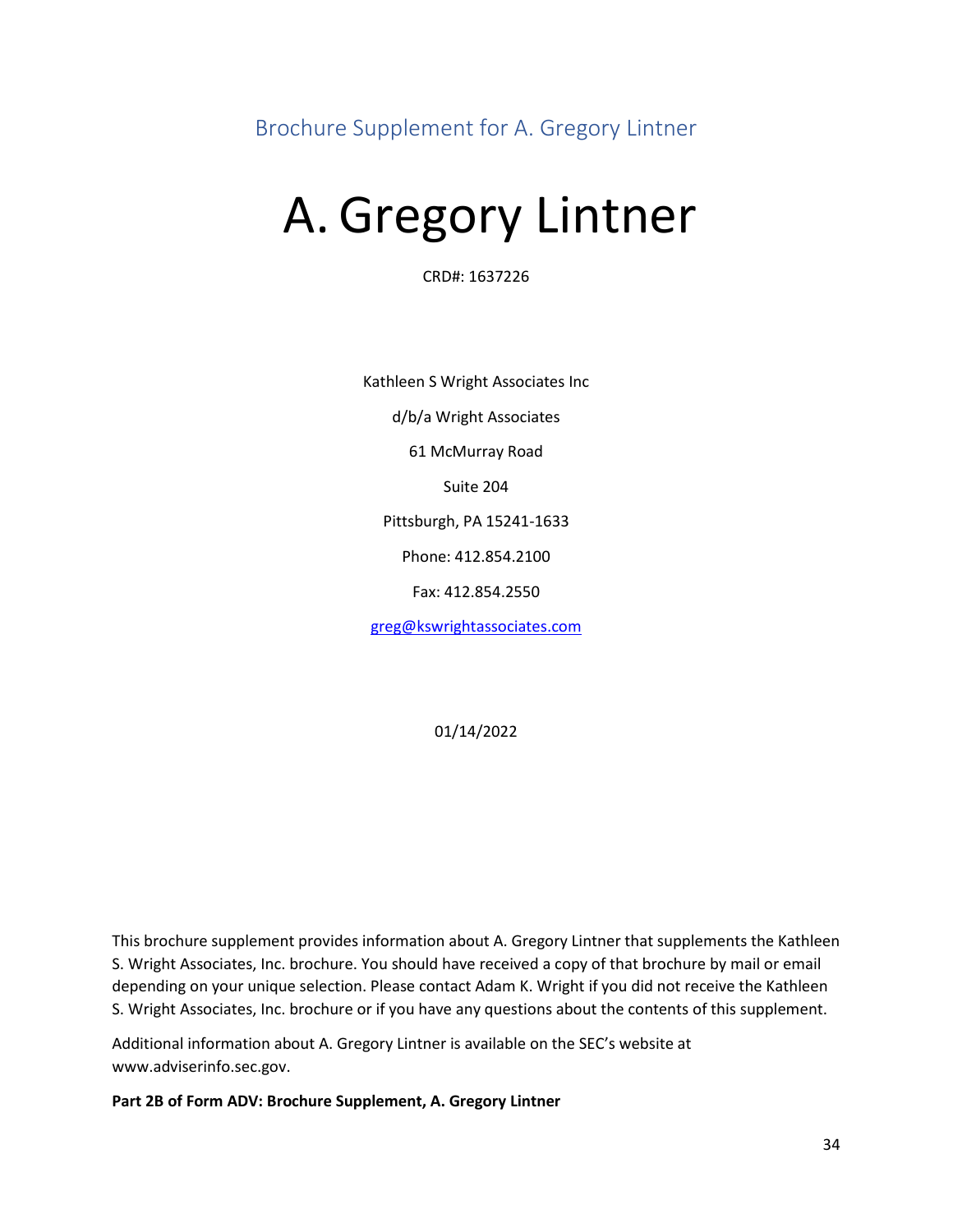## Brochure Supplement for A. Gregory Lintner

# A. Gregory Lintner

CRD#: 1637226

Kathleen S Wright Associates Inc

d/b/a Wright Associates

61 McMurray Road

Suite 204

Pittsburgh, PA 15241-1633

Phone: 412.854.2100

Fax: 412.854.2550

greg@kswrightassociates.com

01/14/2022

This brochure supplement provides information about A. Gregory Lintner that supplements the Kathleen S. Wright Associates, Inc. brochure. You should have received a copy of that brochure by mail or email depending on your unique selection. Please contact Adam K. Wright if you did not receive the Kathleen S. Wright Associates, Inc. brochure or if you have any questions about the contents of this supplement.

Additional information about A. Gregory Lintner is available on the SEC's website at www.adviserinfo.sec.gov.

**Part 2B of Form ADV: Brochure Supplement, A. Gregory Lintner**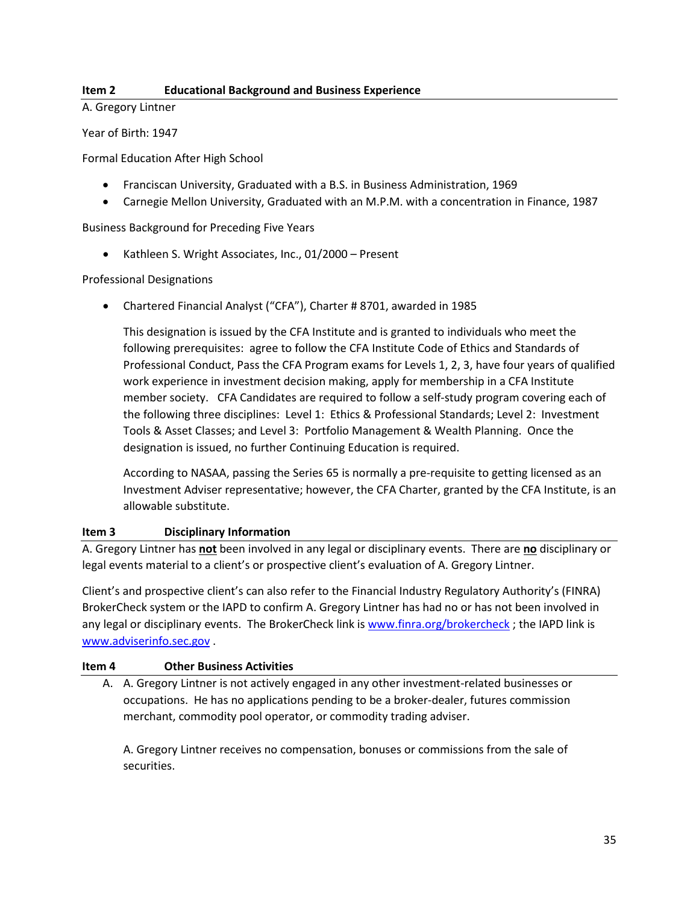## Item 2 Educational Background and Business Experience

A. Gregory Lintner

Year of Birth: 1947

Formal Education After High School

- Franciscan University, Graduated with a B.S. in Business Administration, 1969
- Carnegie Mellon University, Graduated with an M.P.M. with a concentration in Finance, 1987

Business Background for Preceding Five Years

- Kathleen S. Wright Associates, Inc., 01/2000 – Present

Professional Designations

- Chartered Financial Analyst ("CFA"), Charter # 8701, awarded in 1985

  This designation is issued by the CFA Institute and is granted to individuals who meet the following prerequisites: agree to follow the CFA Institute Code of Ethics and Standards of Professional Conduct, Pass the CFA Program exams for Levels 1, 2, 3, have four years of qualified work experience in investment decision making, apply for membership in a CFA Institute member society. CFA Candidates are required to follow a self-study program covering each of the following three disciplines: Level 1: Ethics & Professional Standards; Level 2: Investment Tools & Asset Classes; and Level 3: Portfolio Management & Wealth Planning. Once the designation is issued, no further Continuing Education is required.

  According to NASAA, passing the Series 65 is normally a pre-requisite to getting licensed as an Investment Adviser representative; however, the CFA Charter, granted by the CFA Institute, is an allowable substitute.

## Item 3 Disciplinary Information

A. Gregory Lintner has **not** been involved in any legal or disciplinary events. There are **no** disciplinary or legal events material to a client's or prospective client's evaluation of A. Gregory Lintner.

Client's and prospective client's can also refer to the Financial Industry Regulatory Authority's (FINRA) BrokerCheck system or the IAPD to confirm A. Gregory Lintner has had no or has not been involved in any legal or disciplinary events. The BrokerCheck link is www.finra.org/brokercheck ; the IAPD link is www.adviserinfo.sec.gov .

## Item 4 Other Business Activities

A. A. Gregory Lintner is not actively engaged in any other investment-related businesses or occupations. He has no applications pending to be a broker-dealer, futures commission merchant, commodity pool operator, or commodity trading adviser.

   A. Gregory Lintner receives no compensation, bonuses or commissions from the sale of securities.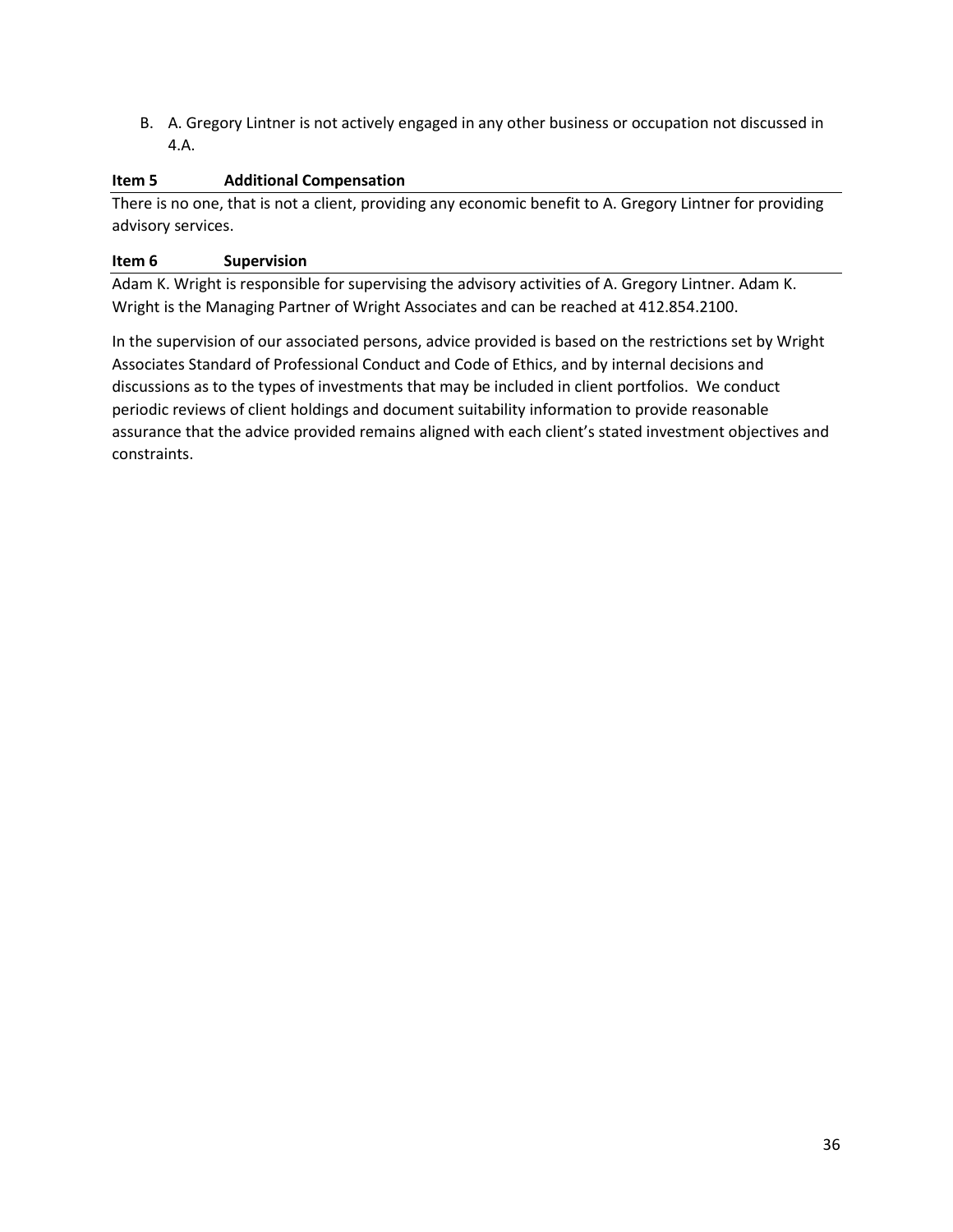B. A. Gregory Lintner is not actively engaged in any other business or occupation not discussed in 4.A.

## Item 5 Additional Compensation

There is no one, that is not a client, providing any economic benefit to A. Gregory Lintner for providing advisory services.

## Item 6 Supervision

Adam K. Wright is responsible for supervising the advisory activities of A. Gregory Lintner. Adam K. Wright is the Managing Partner of Wright Associates and can be reached at 412.854.2100.

In the supervision of our associated persons, advice provided is based on the restrictions set by Wright Associates Standard of Professional Conduct and Code of Ethics, and by internal decisions and discussions as to the types of investments that may be included in client portfolios. We conduct periodic reviews of client holdings and document suitability information to provide reasonable assurance that the advice provided remains aligned with each client's stated investment objectives and constraints.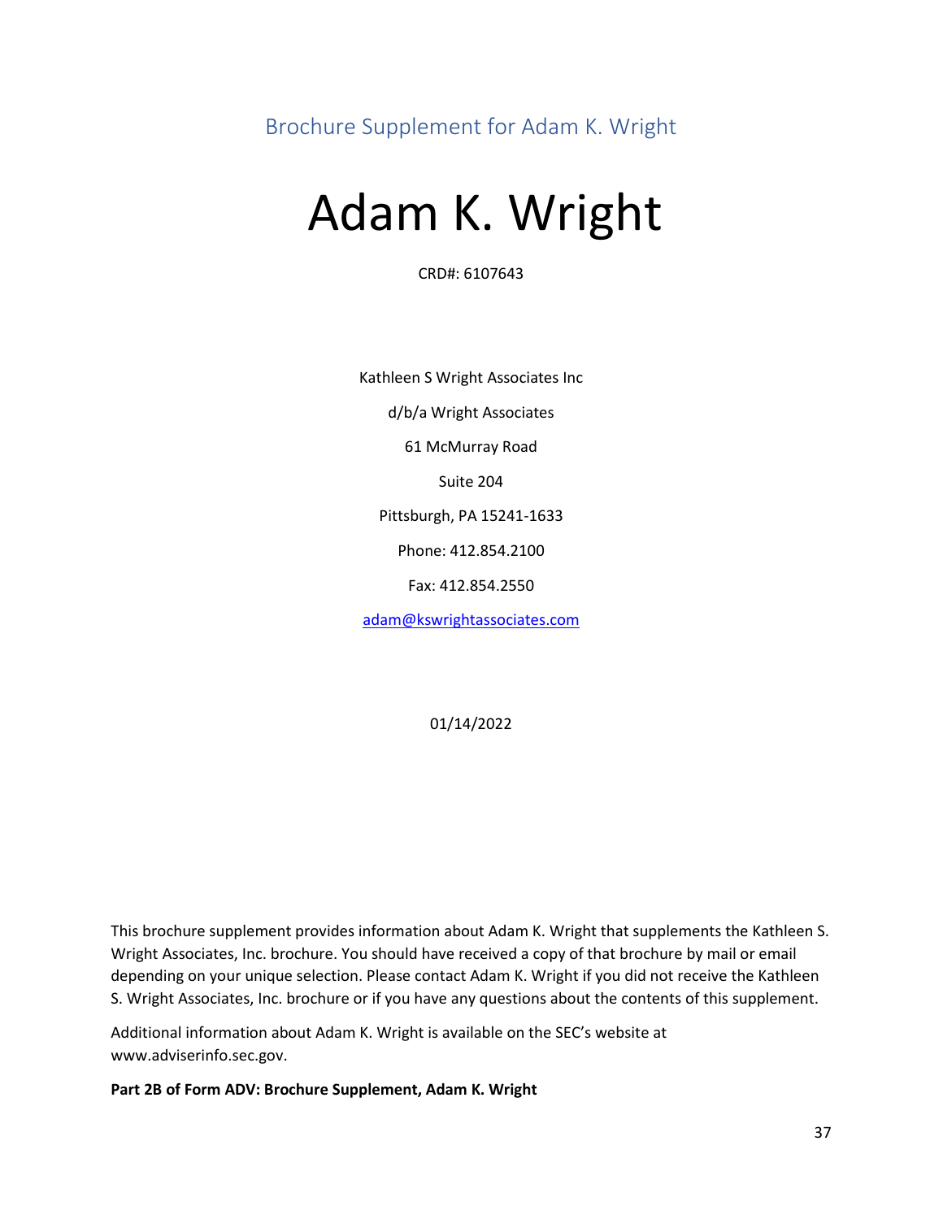Brochure Supplement for Adam K. Wright

# Adam K. Wright

CRD#: 6107643

Kathleen S Wright Associates Inc

d/b/a Wright Associates

61 McMurray Road

Suite 204

Pittsburgh, PA 15241-1633

Phone: 412.854.2100

Fax: 412.854.2550

adam@kswrightassociates.com

01/14/2022

This brochure supplement provides information about Adam K. Wright that supplements the Kathleen S. Wright Associates, Inc. brochure. You should have received a copy of that brochure by mail or email depending on your unique selection. Please contact Adam K. Wright if you did not receive the Kathleen S. Wright Associates, Inc. brochure or if you have any questions about the contents of this supplement.

Additional information about Adam K. Wright is available on the SEC's website at www.adviserinfo.sec.gov.

**Part 2B of Form ADV: Brochure Supplement, Adam K. Wright**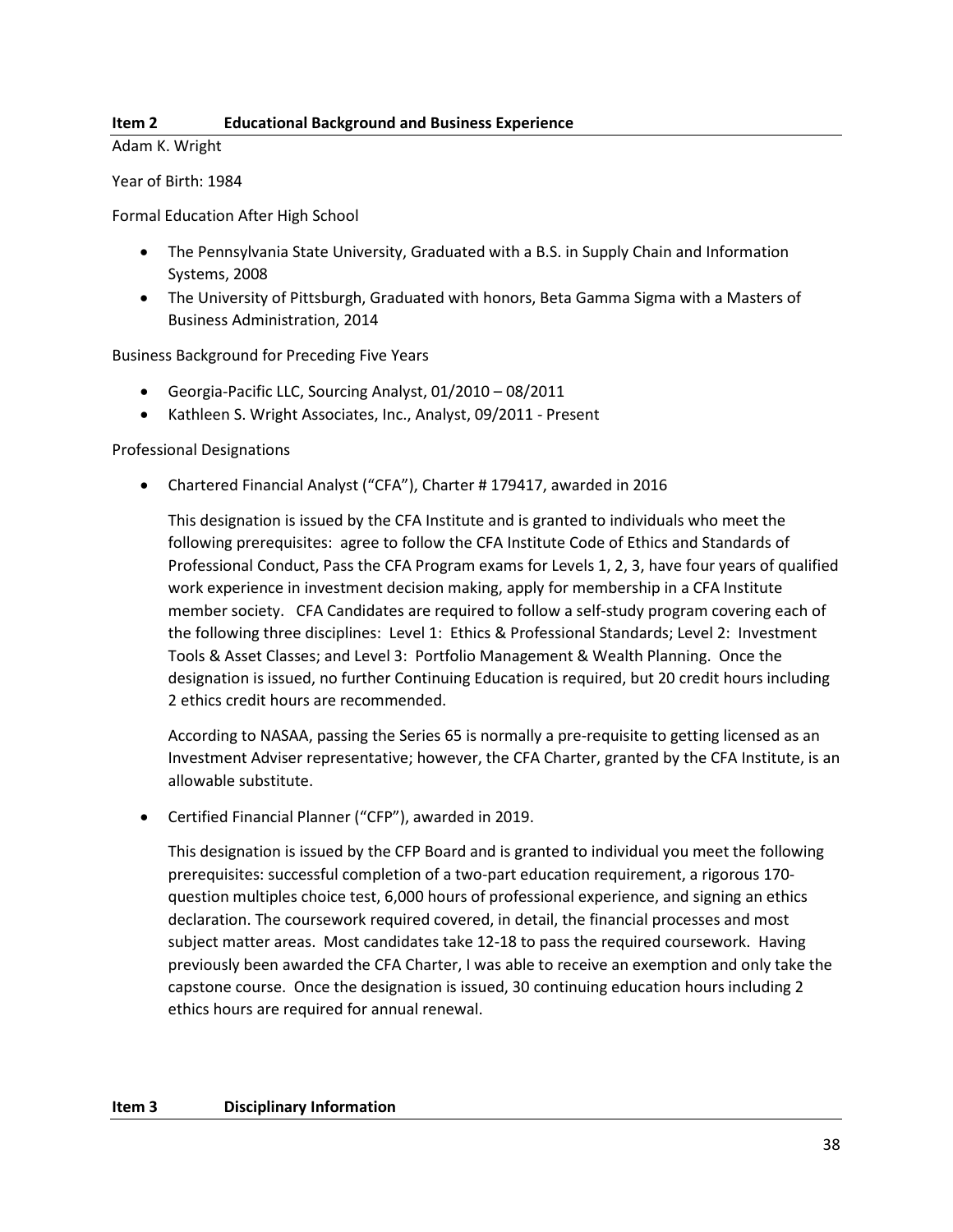## Item 2 Educational Background and Business Experience

Adam K. Wright

Year of Birth: 1984

Formal Education After High School

- The Pennsylvania State University, Graduated with a B.S. in Supply Chain and Information Systems, 2008
- The University of Pittsburgh, Graduated with honors, Beta Gamma Sigma with a Masters of Business Administration, 2014

Business Background for Preceding Five Years

- Georgia-Pacific LLC, Sourcing Analyst, 01/2010 – 08/2011
- Kathleen S. Wright Associates, Inc., Analyst, 09/2011 - Present

Professional Designations

- Chartered Financial Analyst ("CFA"), Charter # 179417, awarded in 2016

  This designation is issued by the CFA Institute and is granted to individuals who meet the following prerequisites: agree to follow the CFA Institute Code of Ethics and Standards of Professional Conduct, Pass the CFA Program exams for Levels 1, 2, 3, have four years of qualified work experience in investment decision making, apply for membership in a CFA Institute member society. CFA Candidates are required to follow a self-study program covering each of the following three disciplines: Level 1: Ethics & Professional Standards; Level 2: Investment Tools & Asset Classes; and Level 3: Portfolio Management & Wealth Planning. Once the designation is issued, no further Continuing Education is required, but 20 credit hours including 2 ethics credit hours are recommended.

  According to NASAA, passing the Series 65 is normally a pre-requisite to getting licensed as an Investment Adviser representative; however, the CFA Charter, granted by the CFA Institute, is an allowable substitute.

- Certified Financial Planner ("CFP"), awarded in 2019.

  This designation is issued by the CFP Board and is granted to individual you meet the following prerequisites: successful completion of a two-part education requirement, a rigorous 170-question multiples choice test, 6,000 hours of professional experience, and signing an ethics declaration. The coursework required covered, in detail, the financial processes and most subject matter areas. Most candidates take 12-18 to pass the required coursework. Having previously been awarded the CFA Charter, I was able to receive an exemption and only take the capstone course. Once the designation is issued, 30 continuing education hours including 2 ethics hours are required for annual renewal.

## Item 3 Disciplinary Information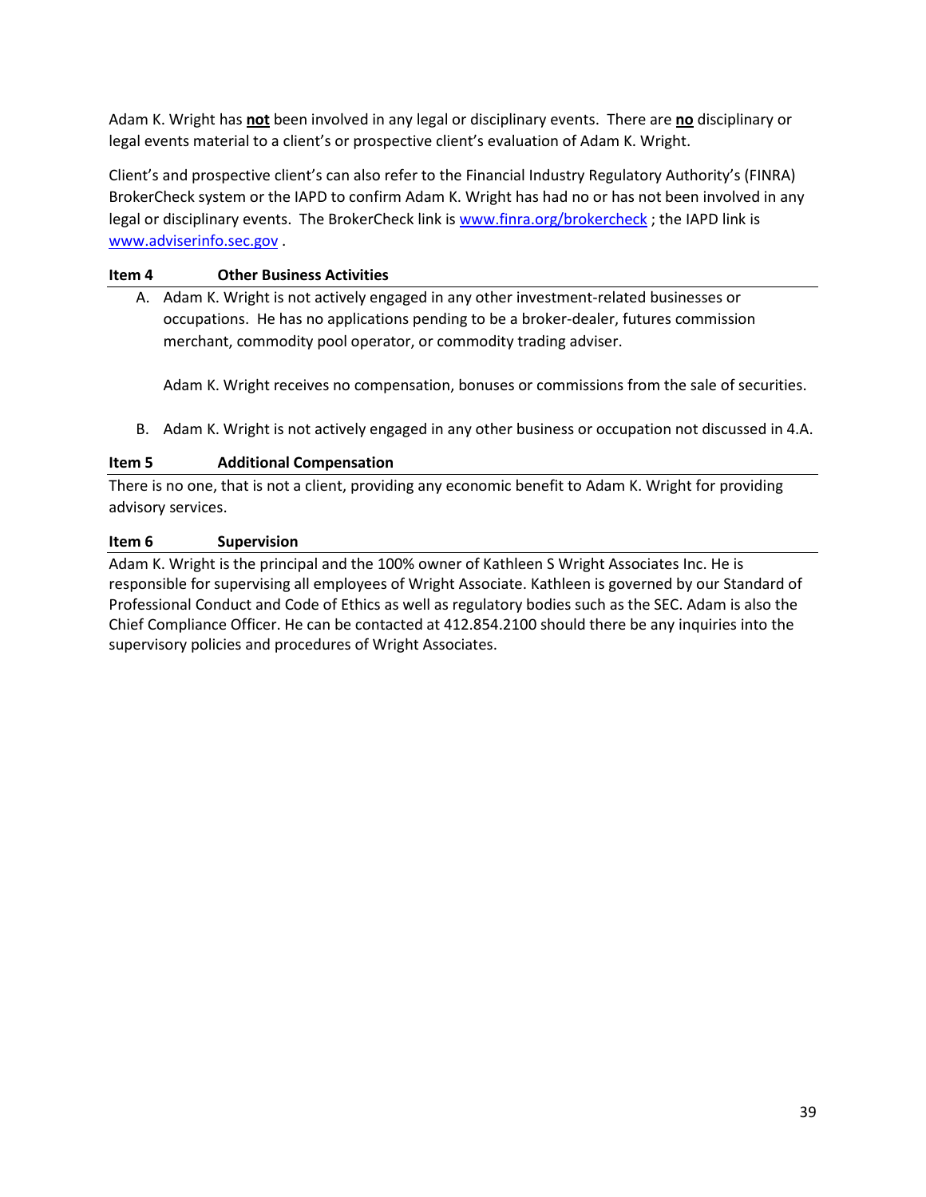Adam K. Wright has **not** been involved in any legal or disciplinary events. There are **no** disciplinary or legal events material to a client's or prospective client's evaluation of Adam K. Wright.

Client's and prospective client's can also refer to the Financial Industry Regulatory Authority's (FINRA) BrokerCheck system or the IAPD to confirm Adam K. Wright has had no or has not been involved in any legal or disciplinary events. The BrokerCheck link is [www.finra.org/brokercheck](http://www.finra.org/brokercheck) ; the IAPD link is [www.adviserinfo.sec.gov](http://www.adviserinfo.sec.gov) .

### Item 4 Other Business Activities

A. Adam K. Wright is not actively engaged in any other investment-related businesses or occupations. He has no applications pending to be a broker-dealer, futures commission merchant, commodity pool operator, or commodity trading adviser.

   Adam K. Wright receives no compensation, bonuses or commissions from the sale of securities.

B. Adam K. Wright is not actively engaged in any other business or occupation not discussed in 4.A.

### Item 5 Additional Compensation

There is no one, that is not a client, providing any economic benefit to Adam K. Wright for providing advisory services.

### Item 6 Supervision

Adam K. Wright is the principal and the 100% owner of Kathleen S Wright Associates Inc. He is responsible for supervising all employees of Wright Associate. Kathleen is governed by our Standard of Professional Conduct and Code of Ethics as well as regulatory bodies such as the SEC. Adam is also the Chief Compliance Officer. He can be contacted at 412.854.2100 should there be any inquiries into the supervisory policies and procedures of Wright Associates.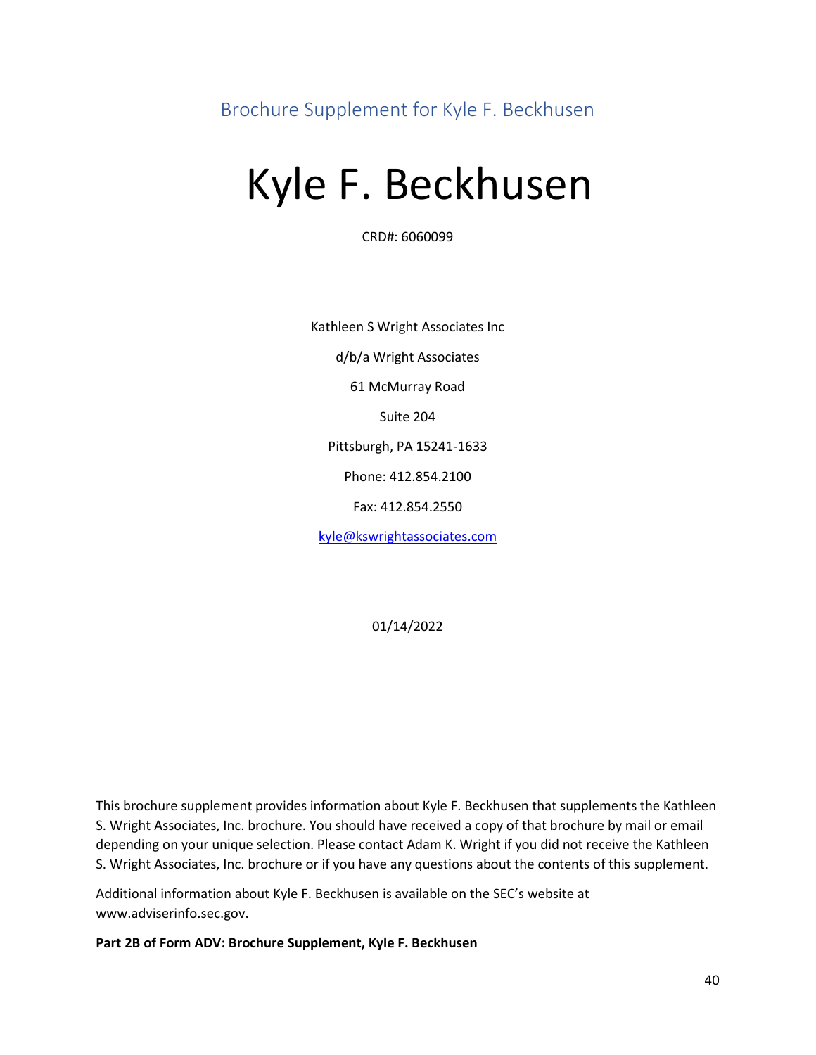Brochure Supplement for Kyle F. Beckhusen

# Kyle F. Beckhusen

CRD#: 6060099

Kathleen S Wright Associates Inc

d/b/a Wright Associates

61 McMurray Road

Suite 204

Pittsburgh, PA 15241-1633

Phone: 412.854.2100

Fax: 412.854.2550

kyle@kswrightassociates.com

01/14/2022

This brochure supplement provides information about Kyle F. Beckhusen that supplements the Kathleen S. Wright Associates, Inc. brochure. You should have received a copy of that brochure by mail or email depending on your unique selection. Please contact Adam K. Wright if you did not receive the Kathleen S. Wright Associates, Inc. brochure or if you have any questions about the contents of this supplement.

Additional information about Kyle F. Beckhusen is available on the SEC's website at www.adviserinfo.sec.gov.

**Part 2B of Form ADV: Brochure Supplement, Kyle F. Beckhusen**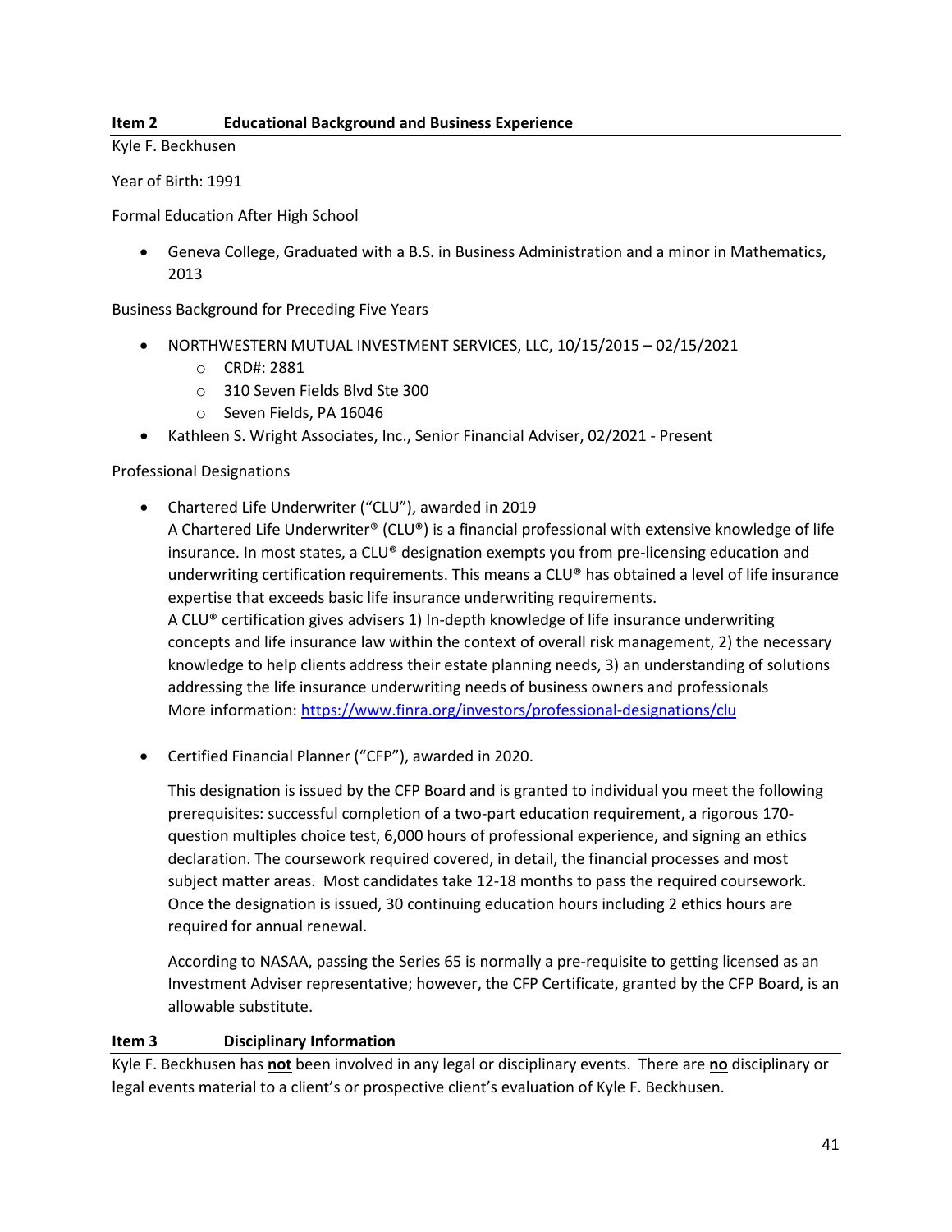## Item 2 Educational Background and Business Experience

Kyle F. Beckhusen

Year of Birth: 1991

Formal Education After High School

- Geneva College, Graduated with a B.S. in Business Administration and a minor in Mathematics, 2013

Business Background for Preceding Five Years

- NORTHWESTERN MUTUAL INVESTMENT SERVICES, LLC, 10/15/2015 – 02/15/2021
  - CRD#: 2881
  - 310 Seven Fields Blvd Ste 300
  - Seven Fields, PA 16046
- Kathleen S. Wright Associates, Inc., Senior Financial Adviser, 02/2021 - Present

Professional Designations

- Chartered Life Underwriter ("CLU"), awarded in 2019
  A Chartered Life Underwriter® (CLU®) is a financial professional with extensive knowledge of life insurance. In most states, a CLU® designation exempts you from pre-licensing education and underwriting certification requirements. This means a CLU® has obtained a level of life insurance expertise that exceeds basic life insurance underwriting requirements.
  A CLU® certification gives advisers 1) In-depth knowledge of life insurance underwriting concepts and life insurance law within the context of overall risk management, 2) the necessary knowledge to help clients address their estate planning needs, 3) an understanding of solutions addressing the life insurance underwriting needs of business owners and professionals
  More information: https://www.finra.org/investors/professional-designations/clu

- Certified Financial Planner ("CFP"), awarded in 2020.

  This designation is issued by the CFP Board and is granted to individual you meet the following prerequisites: successful completion of a two-part education requirement, a rigorous 170-question multiples choice test, 6,000 hours of professional experience, and signing an ethics declaration. The coursework required covered, in detail, the financial processes and most subject matter areas. Most candidates take 12-18 months to pass the required coursework. Once the designation is issued, 30 continuing education hours including 2 ethics hours are required for annual renewal.

  According to NASAA, passing the Series 65 is normally a pre-requisite to getting licensed as an Investment Adviser representative; however, the CFP Certificate, granted by the CFP Board, is an allowable substitute.

## Item 3 Disciplinary Information

Kyle F. Beckhusen has **not** been involved in any legal or disciplinary events. There are **no** disciplinary or legal events material to a client's or prospective client's evaluation of Kyle F. Beckhusen.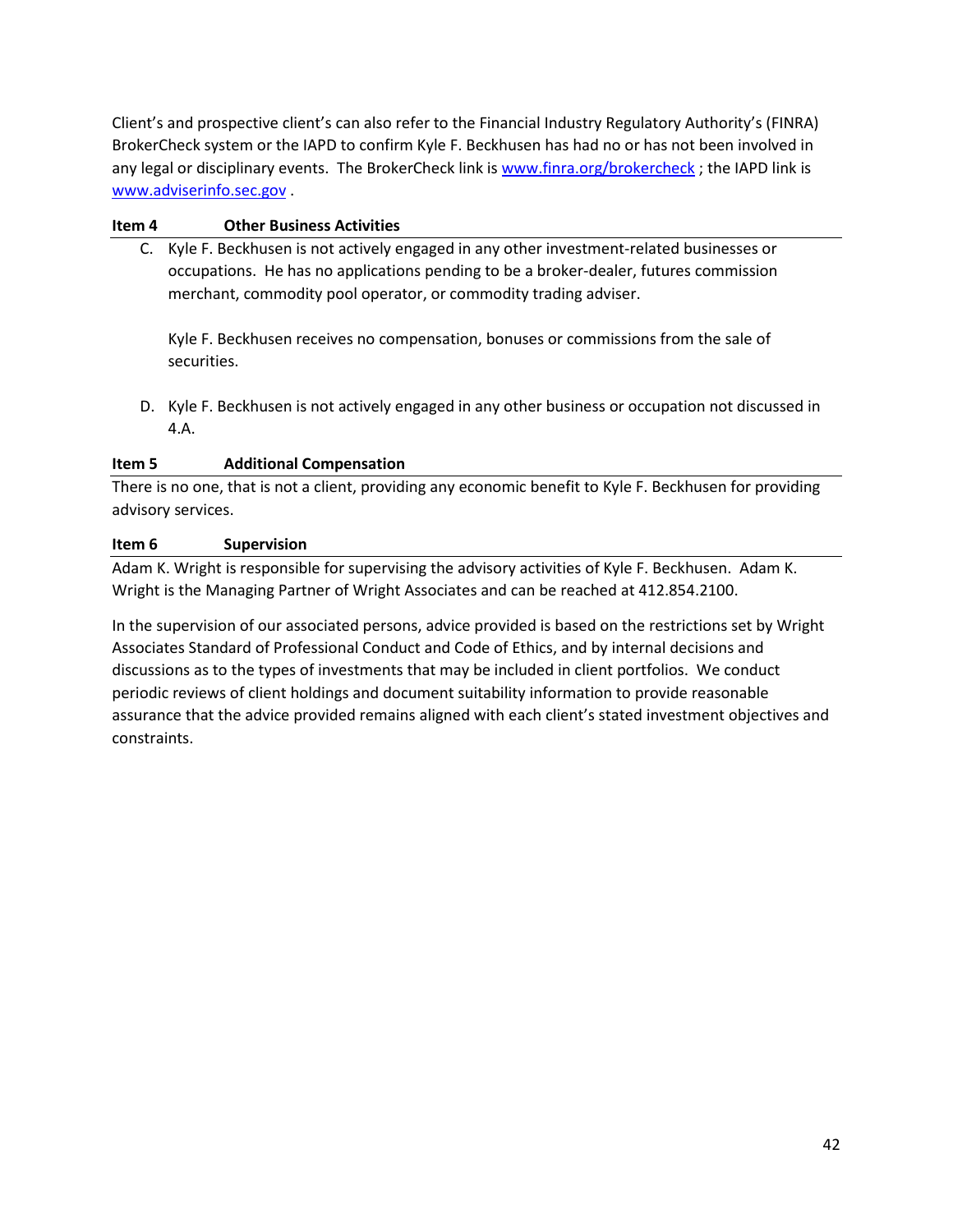Client's and prospective client's can also refer to the Financial Industry Regulatory Authority's (FINRA) BrokerCheck system or the IAPD to confirm Kyle F. Beckhusen has had no or has not been involved in any legal or disciplinary events. The BrokerCheck link is [www.finra.org/brokercheck](www.finra.org/brokercheck) ; the IAPD link is [www.adviserinfo.sec.gov](www.adviserinfo.sec.gov) .

**Item 4 Other Business Activities**

C. Kyle F. Beckhusen is not actively engaged in any other investment-related businesses or occupations. He has no applications pending to be a broker-dealer, futures commission merchant, commodity pool operator, or commodity trading adviser.

   Kyle F. Beckhusen receives no compensation, bonuses or commissions from the sale of securities.

D. Kyle F. Beckhusen is not actively engaged in any other business or occupation not discussed in 4.A.

**Item 5 Additional Compensation**

There is no one, that is not a client, providing any economic benefit to Kyle F. Beckhusen for providing advisory services.

**Item 6 Supervision**

Adam K. Wright is responsible for supervising the advisory activities of Kyle F. Beckhusen. Adam K. Wright is the Managing Partner of Wright Associates and can be reached at 412.854.2100.

In the supervision of our associated persons, advice provided is based on the restrictions set by Wright Associates Standard of Professional Conduct and Code of Ethics, and by internal decisions and discussions as to the types of investments that may be included in client portfolios. We conduct periodic reviews of client holdings and document suitability information to provide reasonable assurance that the advice provided remains aligned with each client's stated investment objectives and constraints.